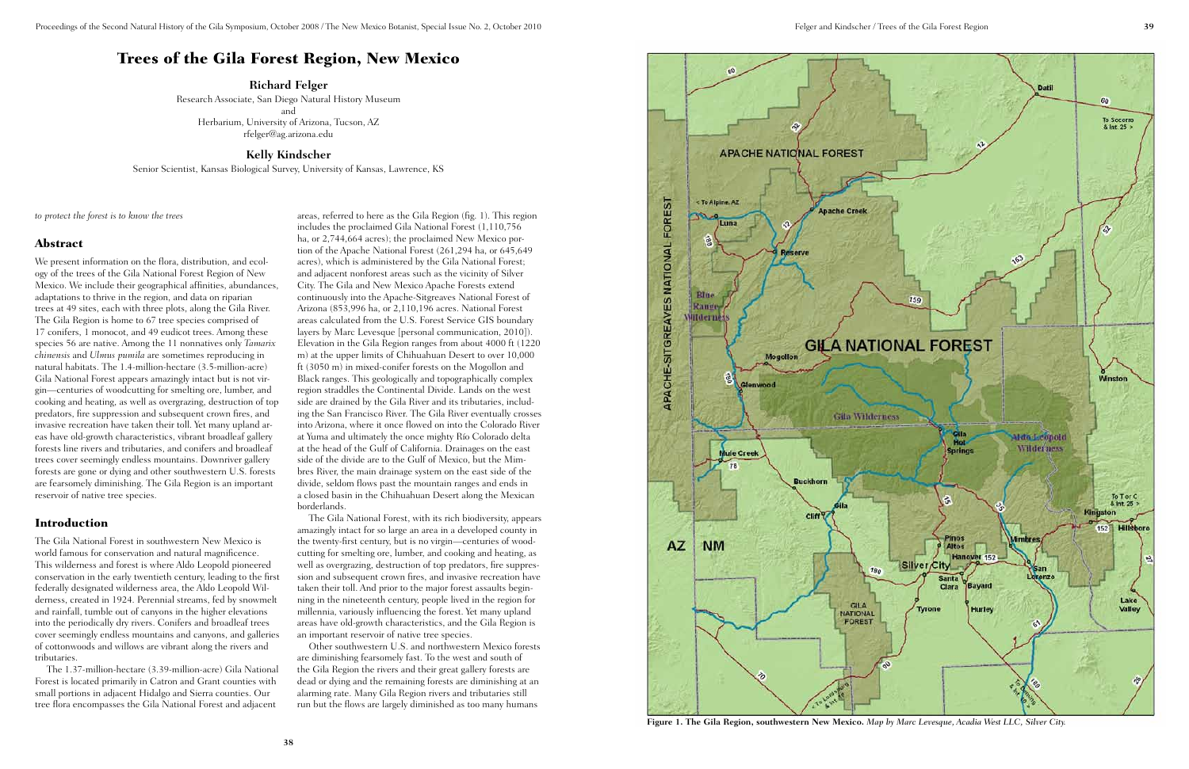# Trees of the Gila Forest Region, New Mexico

**Richard Felger**

Research Associate, San Diego Natural History Museum
and
Herbarium, University of Arizona, Tucson, AZ
rfelger@ag.arizona.edu

**Kelly Kindscher**

Senior Scientist, Kansas Biological Survey, University of Kansas, Lawrence, KS

*to protect the forest is to know the trees*

## Abstract

We present information on the flora, distribution, and ecology of the trees of the Gila National Forest Region of New Mexico. We include their geographical affinities, abundances, adaptations to thrive in the region, and data on riparian trees at 49 sites, each with three plots, along the Gila River. The Gila Region is home to 67 tree species comprised of 17 conifers, 1 monocot, and 49 eudicot trees. Among these species 56 are native. Among the 11 nonnatives only *Tamarix chinensis* and *Ulmus pumila* are sometimes reproducing in natural habitats. The 1.4-million-hectare (3.5-million-acre) Gila National Forest appears amazingly intact but is not virgin—centuries of woodcutting for smelting ore, lumber, and cooking and heating, as well as overgrazing, destruction of top predators, fire suppression and subsequent crown fires, and invasive recreation have taken their toll. Yet many upland areas have old-growth characteristics, vibrant broadleaf gallery forests line rivers and tributaries, and conifers and broadleaf trees cover seemingly endless mountains. Downriver gallery forests are gone or dying and other southwestern U.S. forests are fearsomely diminishing. The Gila Region is an important reservoir of native tree species.

## Introduction

The Gila National Forest in southwestern New Mexico is world famous for conservation and natural magnificence. This wilderness and forest is where Aldo Leopold pioneered conservation in the early twentieth century, leading to the first federally designated wilderness area, the Aldo Leopold Wilderness, created in 1924. Perennial streams, fed by snowmelt and rainfall, tumble out of canyons in the higher elevations into the periodically dry rivers. Conifers and broadleaf trees cover seemingly endless mountains and canyons, and galleries of cottonwoods and willows are vibrant along the rivers and tributaries.

The 1.37-million-hectare (3.39-million-acre) Gila National Forest is located primarily in Catron and Grant counties with small portions in adjacent Hidalgo and Sierra counties. Our tree flora encompasses the Gila National Forest and adjacent areas, referred to here as the Gila Region (fig. 1). This region includes the proclaimed Gila National Forest (1,110,756 ha, or 2,744,664 acres); the proclaimed New Mexico portion of the Apache National Forest (261,294 ha, or 645,649 acres), which is administered by the Gila National Forest; and adjacent nonforest areas such as the vicinity of Silver City. The Gila and New Mexico Apache Forests extend continuously into the Apache-Sitgreaves National Forest of Arizona (853,996 ha, or 2,110,196 acres. National Forest areas calculated from the U.S. Forest Service GIS boundary layers by Marc Levesque [personal communication, 2010]). Elevation in the Gila Region ranges from about 4000 ft (1220 m) at the upper limits of Chihuahuan Desert to over 10,000 ft (3050 m) in mixed-conifer forests on the Mogollon and Black ranges. This geologically and topographically complex region straddles the Continental Divide. Lands on the west side are drained by the Gila River and its tributaries, including the San Francisco River. The Gila River eventually crosses into Arizona, where it once flowed on into the Colorado River at Yuma and ultimately the once mighty Río Colorado delta at the head of the Gulf of California. Drainages on the east side of the divide are to the Gulf of Mexico, but the Mimbres River, the main drainage system on the east side of the divide, seldom flows past the mountain ranges and ends in a closed basin in the Chihuahuan Desert along the Mexican borderlands.

The Gila National Forest, with its rich biodiversity, appears amazingly intact for so large an area in a developed county in the twenty-first century, but is no virgin—centuries of woodcutting for smelting ore, lumber, and cooking and heating, as well as overgrazing, destruction of top predators, fire suppression and subsequent crown fires, and invasive recreation have taken their toll. And prior to the major forest assaults beginning in the nineteenth century, people lived in the region for millennia, variously influencing the forest. Yet many upland areas have old-growth characteristics, and the Gila Region is an important reservoir of native tree species.

Other southwestern U.S. and northwestern Mexico forests are diminishing fearsomely fast. To the west and south of the Gila Region the rivers and their great gallery forests are dead or dying and the remaining forests are diminishing at an alarming rate. Many Gila Region rivers and tributaries still run but the flows are largely diminished as too many humans

**Figure 1. The Gila Region, southwestern New Mexico.** *Map by Marc Levesque, Acadia West LLC, Silver City.*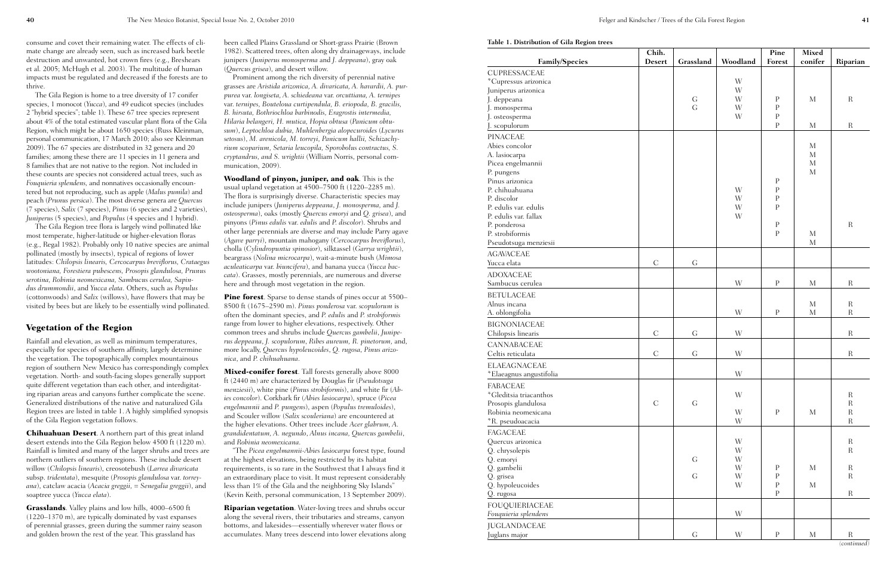consume and covet their remaining water. The effects of climate change are already seen, such as increased bark beetle destruction and unwanted, hot crown fires (e.g., Breshears et al. 2005; McHugh et al. 2003). The multitude of human impacts must be regulated and decreased if the forests are to thrive.

The Gila Region is home to a tree diversity of 17 conifer species, 1 monocot (*Yucca*), and 49 eudicot species (includes 2 "hybrid species"; table 1). These 67 tree species represent about 4% of the total estimated vascular plant flora of the Gila Region, which might be about 1650 species (Russ Kleinman, personal communication, 17 March 2010; also see Kleinman 2009). The 67 species are distributed in 32 genera and 20 families; among these there are 11 species in 11 genera and 8 families that are not native to the region. Not included in these counts are species not considered actual trees, such as *Fouquieria splendens,* and nonnatives occasionally encountered but not reproducing, such as apple (*Malus pumila*) and peach (*Prunus persica*). The most diverse genera are *Quercus* (7 species), *Salix* (7 species), *Pinus* (6 species and 2 varieties), *Juniperus* (5 species), and *Populus* (4 species and 1 hybrid).

The Gila Region tree flora is largely wind pollinated like most temperate, higher-latitude or higher-elevation floras (e.g., Regal 1982). Probably only 10 native species are animal pollinated (mostly by insects), typical of regions of lower latitudes: *Chilopsis linearis, Cercocarpus breviflorus, Crataegus wootoniana, Forestiera pubescens, Prosopis glandulosa, Prunus serotina, Robinia neomexicana, Sambucus cerulea, Sapindus drummondii*, and *Yucca elata*. Others, such as *Populus* (cottonwoods) and *Salix* (willows), have flowers that may be visited by bees but are likely to be essentially wind pollinated.

## Vegetation of the Region

Rainfall and elevation, as well as minimum temperatures, especially for species of southern affinity, largely determine the vegetation. The topographically complex mountainous region of southern New Mexico has correspondingly complex vegetation. North- and south-facing slopes generally support quite different vegetation than each other, and interdigitating riparian areas and canyons further complicate the scene. Generalized distributions of the native and naturalized Gila Region trees are listed in table 1. A highly simplified synopsis of the Gila Region vegetation follows.

**Chihuahuan Desert**. A northern part of this great inland desert extends into the Gila Region below 4500 ft (1220 m). Rainfall is limited and many of the larger shrubs and trees are northern outliers of southern regions. These include desert willow (*Chilopsis linearis*), creosotebush (*Larrea divaricata* subsp. *tridentata*), mesquite (*Prosopis glandulosa* var. *torreyana*), catclaw acacia (*Acacia greggii*, = *Senegalia greggii*), and soaptree yucca (*Yucca elata*).

**Grasslands**. Valley plains and low hills, 4000–6500 ft (1220–1370 m), are typically dominated by vast expanses of perennial grasses, green during the summer rainy season and golden brown the rest of the year. This grassland has been called Plains Grassland or Short-grass Prairie (Brown 1982). Scattered trees, often along dry drainageways, include junipers (*Juniperus monosperma* and *J. deppeana*), gray oak (*Quercus grisea*), and desert willow.

Prominent among the rich diversity of perennial native grasses are *Aristida arizonica, A. divaricata, A. havardii, A. purpurea* var. *longiseta, A. schiedeana* var. *orcuttiana, A. ternipes* var. *ternipes, Bouteloua curtipendula, B. eriopoda, B. gracilis, B. hirsuta, Bothriochloa barbinodis, Eragrostis intermedia, Hilaria belangeri, H. mutica, Hopia obtusa* (*Panicum obtusum*), *Leptochloa dubia, Muhlenbergia alopecuroides* (*Lycurus setosus*), *M. arenicola, M. torreyi, Panicum hallii, Schizachyrium scoparium, Setaria leucopila, Sporobolus contractus, S. cryptandrus, and S. wrightii* (William Norris, personal communication, 2009).

**Woodland of pinyon, juniper, and oak**. This is the usual upland vegetation at 4500–7500 ft (1220–2285 m). The flora is surprisingly diverse. Characteristic species may include junipers (*Juniperus deppeana, J. monosperma,* and *J. osteosperma*), oaks (mostly *Quercus emoryi* and *Q. grisea*), and pinyons (*Pinus edulis* var. *edulis* and *P. discolor*). Shrubs and other large perennials are diverse and may include Parry agave (*Agave parryi*), mountain mahogany (*Cercocarpus breviflorus*), cholla (*Cylindropuntia spinosior*), silktassel (*Garrya wrightii*), beargrass (*Nolina microcarpa*), wait-a-minute bush (*Mimosa aculeaticarpa* var. *biuncifera*), and banana yucca (*Yucca baccata*). Grasses, mostly perennials, are numerous and diverse here and through most vegetation in the region.

**Pine forest**. Sparse to dense stands of pines occur at 5500–8500 ft (1675–2590 m). *Pinus ponderosa* var. *scopulorum* is often the dominant species, and *P. edulis* and *P. strobiformis* range from lower to higher elevations, respectively. Other common trees and shrubs include *Quercus gambelii*, *Juniperus deppeana*, *J. scopulorum*, *Ribes aureum, R. pinetorum,* and, more locally, *Quercus hypoleucoides*, *Q. rugosa*, *Pinus arizonica*, and *P. chihuahuana*.

**Mixed-conifer forest**. Tall forests generally above 8000 ft (2440 m) are characterized by Douglas fir (*Pseudotsuga menziesii*), white pine (*Pinus strobiformis*), and white fir (*Abies concolor*). Corkbark fir (*Abies lasiocarpa*), spruce (*Picea engelmannii* and *P. pungens*), aspen (*Populus tremuloides*), and Scouler willow (*Salix scouleriana*) are encountered at the higher elevations. Other trees include *Acer glabrum, A. grandidentatum, A. negundo*, *Alnus incana, Quercus gambelii*, and *Robinia neomexicana*.

"The *Picea engelmannii-Abies lasiocarpa* forest type, found at the highest elevations, being restricted by its habitat requirements, is so rare in the Southwest that I always find it an extraordinary place to visit. It must represent considerably less than 1% of the Gila and the neighboring Sky Islands" (Kevin Keith, personal communication, 13 September 2009).

**Riparian vegetation**. Water-loving trees and shrubs occur along the several rivers, their tributaries and streams, canyon bottoms, and lakesides—essentially wherever water flows or accumulates. Many trees descend into lower elevations along

**Table 1. Distribution of Gila Region trees**

| Family/Species | Chih. Desert | Grassland | Woodland | Pine Forest | Mixed conifer | Riparian |
|---|---|---|---|---|---|---|
| CUPRESSACEAE | | | | | | |
| *Cupressus arizonica | | | W | | | |
| Juniperus arizonica | | | W | | | |
| J. deppeana | | G | W | P | M | R |
| J. monosperma | | G | W | P | | |
| J. osteosperma | | | W | P | | |
| J. scopulorum | | | | P | M | R |
| PINACEAE | | | | | | |
| Abies concolor | | | | | M | |
| A. lasiocarpa | | | | | M | |
| Picea engelmannii | | | | | M | |
| P. pungens | | | | | M | |
| Pinus arizonica | | | | P | | |
| P. chihuahuana | | | W | P | | |
| P. discolor | | | W | P | | |
| P. edulis var. edulis | | | W | P | | |
| P. edulis var. fallax | | | W | | | |
| P. ponderosa | | | | P | | R |
| P. strobiformis | | | | P | M | |
| Pseudotsuga menziesii | | | | | M | |
| AGAVACEAE | | | | | | |
| Yucca elata | C | G | | | | |
| ADOXACEAE | | | | | | |
| Sambucus cerulea | | | W | P | M | R |
| BETULACEAE | | | | | | |
| Alnus incana | | | | | M | R |
| A. oblongifolia | | | W | P | M | R |
| BIGNONIACEAE | | | | | | |
| Chilopsis linearis | C | G | W | | | R |
| CANNABACEAE | | | | | | |
| Celtis reticulata | C | G | W | | | R |
| ELAEAGNACEAE | | | | | | |
| *Elaeagnus angustifolia | | | W | | | |
| FABACEAE | | | | | | |
| *Gleditsia triacanthos | | | W | | | R |
| Prosopis glandulosa | C | G | | | | R |
| Robinia neomexicana | | | W | P | M | R |
| *R. pseudoacacia | | | W | | | R |
| FAGACEAE | | | | | | |
| Quercus arizonica | | | W | | | R |
| Q. chrysolepis | | | W | | | R |
| Q. emoryi | | G | W | | | |
| Q. gambelii | | | W | P | M | R |
| Q. grisea | | G | W | P | | R |
| Q. hypoleucoides | | | W | P | M | |
| Q. rugosa | | | | P | | R |
| FOUQUIERIACEAE | | | | | | |
| *Fouquieria splendens* | | | W | | | |
| JUGLANDACEAE | | | | | | |
| Juglans major | | G | W | P | M | R |

(*continued*)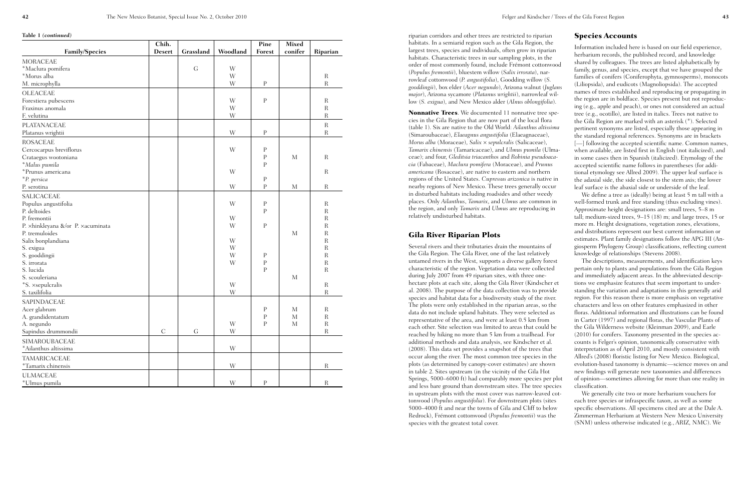**Table 1** *(continued)*

| Family/Species | Chih. Desert | Grassland | Woodland | Pine Forest | Mixed conifer | Riparian |
|---|---|---|---|---|---|---|
| MORACEAE | | | | | | |
| *Maclura pomifera | | G | W | | | |
| *Morus alba | | | W | | | R |
| M. microphylla | | | W | P | | R |
| OLEACEAE | | | | | | |
| Forestiera pubescens | | | W | P | | R |
| Fraxinus anomala | | | W | | | R |
| F. velutina | | | W | | | R |
| PLATANACEAE | | | | | | R |
| Platanus wrightii | | | W | P | | R |
| ROSACEAE | | | | | | |
| Cercocarpus breviflorus | | | W | P | | |
| Crataegus wootoniana | | | | P | M | R |
| **Malus pumila* | | | | P | | |
| *Prunus americana | | | W | | | R |
| **P. persica* | | | | P | | |
| P. serotina | | | W | P | M | R |
| SALICACEAE | | | | | | |
| Populus angustifolia | | | W | P | | R |
| P. deltoides | | | | P | | R |
| P. fremontii | | | W | | | R |
| P. ×hinkleyana &/or P. ×acuminata | | | W | P | | R |
| P. tremuloides | | | | | M | R |
| Salix bonplandiana | | | W | | | R |
| S. exigua | | | W | | | R |
| S. gooddingii | | | W | P | | R |
| S. irrorata | | | W | P | | R |
| S. lucida | | | | P | | R |
| S. scouleriana | | | | | M | |
| *S. ×sepulcralis | | | W | | | R |
| S. taxilifolia | | | W | | | R |
| SAPINDACEAE | | | | | | |
| Acer glabrum | | | | P | M | R |
| A. grandidentatum | | | | P | M | R |
| A. negundo | | | W | P | M | R |
| Sapindus drummondii | C | G | W | | | R |
| SIMAROUBACEAE | | | | | | |
| *Ailanthus altissima | | | W | | | |
| TAMARICACEAE | | | | | | |
| *Tamarix chinensis | | | W | | | R |
| ULMACEAE | | | | | | |
| *Ulmus pumila | | | W | P | | R |

riparian corridors and other trees are restricted to riparian habitats. In a semiarid region such as the Gila Region, the largest trees, species and individuals, often grow in riparian habitats. Characteristic trees in our sampling plots, in the order of most commonly found, include Frémont cottonwood (*Populus fremontii*), bluestem willow (*Salix irrorata*), narrowleaf cottonwood (*P. angustifolia*), Goodding willow (*S. gooddingii*), box elder (*Acer negundo*), Arizona walnut (*Juglans major*), Arizona sycamore (*Platanus wrightii*), narrowleaf willow (*S. exigua*), and New Mexico alder (*Alnus oblongifolia*).

**Nonnative Trees**. We documented 11 nonnative tree species in the Gila Region that are now part of the local flora (table 1). Six are native to the Old World: *Ailanthus altissima* (Simaroubaceae), *Elaeagnus angustifolia* (Elaeagnaceae), *Morus alba* (Moraceae), *Salix × sepulcralis* (Salicaceae), *Tamarix chinensis* (Tamaricaceae), and *Ulmus pumila* (Ulmaceae); and four, *Gleditsia triacanthos* and *Robinia pseudoacacia* (Fabaceae), *Maclura pomifera* (Moraceae), and *Prunus americana* (Rosaceae), are native to eastern and northern regions of the United States. *Cupressus arizonica* is native in nearby regions of New Mexico. These trees generally occur in disturbed habitats including roadsides and other weedy places. Only *Ailanthus*, *Tamarix*, and *Ulmus* are common in the region, and only *Tamarix* and *Ulmus* are reproducing in relatively undisturbed habitats.

## Gila River Riparian Plots

Several rivers and their tributaries drain the mountains of the Gila Region. The Gila River, one of the last relatively untamed rivers in the West, supports a diverse gallery forest characteristic of the region. Vegetation data were collected during July 2007 from 49 riparian sites, with three one-hectare plots at each site, along the Gila River (Kindscher et al. 2008). The purpose of the data collection was to provide species and habitat data for a biodiversity study of the river. The plots were only established in the riparian areas, so the data do not include upland habitats. They were selected as representative of the area, and were at least 0.5 km from each other. Site selection was limited to areas that could be reached by hiking no more than 5 km from a trailhead. For additional methods and data analysis, see Kindscher et al. (2008). This data set provides a snapshot of the trees that occur along the river. The most common tree species in the plots (as determined by canopy-cover estimates) are shown in table 2. Sites upstream (in the vicinity of the Gila Hot Springs, 5000–6000 ft) had comparably more species per plot and less bare ground than downstream sites. The tree species in upstream plots with the most cover was narrow-leaved cottonwood (*Populus angustifolia*). For downstream plots (sites 5000–4000 ft and near the towns of Gila and Cliff to below Redrock), Frémont cottonwood (*Populus fremontii*) was the species with the greatest total cover.

## Species Accounts

Information included here is based on our field experience, herbarium records, the published record, and knowledge shared by colleagues. The trees are listed alphabetically by family, genus, and species, except that we have grouped the families of conifers (Coniferophyta, gymnosperms), monocots (Liliopsida), and eudicots (Magnoliopsida). The accepted names of trees established and reproducing or propagating in the region are in boldface. Species present but not reproducing (e.g., apple and peach), or ones not considered an actual tree (e.g., ocotillo), are listed in italics. Trees not native to the Gila Region are marked with an asterisk (*). Selected pertinent synonyms are listed, especially those appearing in the standard regional references. Synonyms are in brackets [—] following the accepted scientific name. Common names, when available, are listed first in English (not italicized), and in some cases then in Spanish (italicized). Etymology of the accepted scientific name follows in parentheses (for additional etymology see Allred 2009). The upper leaf surface is the adaxial side, the side closest to the stem axis; the lower leaf surface is the abaxial side or underside of the leaf.

We define a tree as (ideally) being at least 5 m tall with a well-formed trunk and free standing (thus excluding vines). Approximate height designations are: small trees, 5–8 m tall; medium-sized trees, 9–15 (18) m; and large trees, 15 or more m. Height designations, vegetation zones, elevations, and distributions represent our best current information or estimates. Plant family designations follow the APG III (Angiosperm Phylogeny Group) classifications, reflecting current knowledge of relationships (Stevens 2008).

The descriptions, measurements, and identification keys pertain only to plants and populations from the Gila Region and immediately adjacent areas. In the abbreviated descriptions we emphasize features that seem important to understanding the variation and adaptations in this generally arid region. For this reason there is more emphasis on vegetative characters and less on other features emphasized in other floras. Additional information and illustrations can be found in Carter (1997) and regional floras, the Vascular Plants of the Gila Wilderness website (Kleinman 2009), and Earle (2010) for conifers. Taxonomy presented in the species accounts is Felger's opinion, taxonomically conservative with interpretation as of April 2010, and mostly consistent with Allred's (2008) floristic listing for New Mexico. Biological, evolution-based taxonomy is dynamic—science moves on and new findings will generate new taxonomies and differences of opinion—sometimes allowing for more than one reality in classification.

We generally cite two or more herbarium vouchers for each tree species or infraspecific taxon, as well as some specific observations. All specimens cited are at the Dale A. Zimmerman Herbarium at Western New Mexico University (SNM) unless otherwise indicated (e.g., ARIZ, NMC). We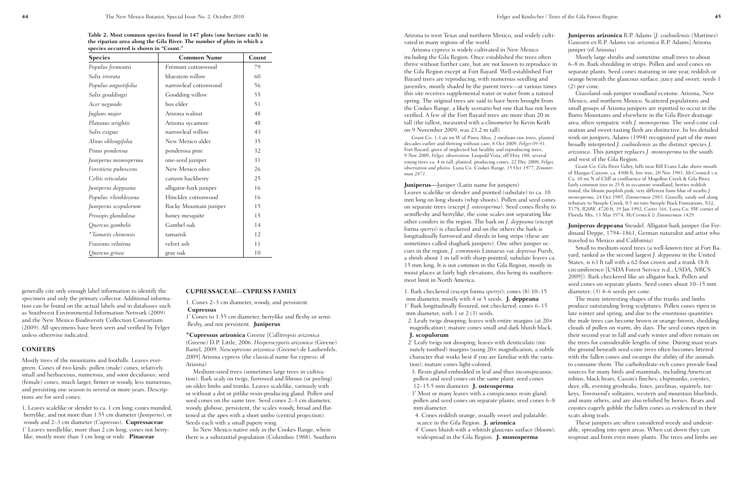**Table 2. Most common species found in 147 plots (one hectare each) in the riparian area along the Gila River. The number of plots in which a species occurred is shown in "Count."**

| Species | Common Name | Count |
|---|---|---|
| *Populus fremontii* | Frémont cottonwood | 79 |
| *Salix irrorata* | bluestem willow | 60 |
| *Populus angustifolia* | narrowleaf cottonwood | 56 |
| *Salix gooddingii* | Goodding willow | 55 |
| *Acer negundo* | box elder | 51 |
| *Juglans major* | Arizona walnut | 48 |
| *Platanus wrightii* | Arizona sycamore | 48 |
| *Salix exigua* | narrowleaf willow | 43 |
| *Alnus oblongifolia* | New Mexico alder | 35 |
| *Pinus ponderosa* | ponderosa pine | 32 |
| *Juniperus monosperma* | one-seed juniper | 31 |
| *Forestiera pubescens* | New Mexico olive | 26 |
| *Celtis reticulata* | canyon hackberry | 25 |
| *Juniperus deppeana* | alligator-bark juniper | 16 |
| *Populus ×hinkleyana* | Hinckley cottonwood | 16 |
| *Juniperus scopulorum* | Rocky Mountain juniper | 15 |
| *Prosopis glandulosa* | honey mesquite | 15 |
| *Quercus gambelii* | Gambel oak | 14 |
| **Tamarix chinensis* | tamarisk | 12 |
| *Fraxinus velutina* | velvet ash | 11 |
| *Quercus grisea* | gray oak | 10 |

generally cite only enough label information to identify the specimen and only the primary collector. Additional information can be found on the actual labels and in databases such as Southwest Environmental Information Network (2009) and the New Mexico Biodiversity Collection Consortium (2009). All specimens have been seen and verified by Felger unless otherwise indicated.

## CONIFERS

Mostly trees of the mountains and foothills. Leaves evergreen. Cones of two kinds: pollen (male) cones, relatively small and herbaceous, numerous, and soon deciduous; seed (female) cones, much larger, firmer or woody, less numerous, and persisting one season to several or more years. Descriptions are for seed cones.

1. Leaves scalelike or slender to ca. 1 cm long; cones rounded, berrylike, and not more than 1.55 cm diameter (*Juniperus*), or woody and 2–3 cm diameter (*Cupressus*). **Cupressaceae**
1' Leaves needlelike, more than 2 cm long; cones not berrylike, mostly more than 3 cm long or wide. **Pinaceae**

### CUPRESSACEAE—CYPRESS FAMILY

1. Cones 2–3 cm diameter, woody, and persistent. **Cupressus**
1' Cones to 1.55 cm diameter, berrylike and fleshy or semifleshy, and not persistent. **Juniperus**

***Cupressus arizonica** Greene [*Callitropsis arizonica* (Greene) D.P. Little, 2006. *Hesperocyparis arizonica* (Greene) Bartel, 2009. *Neocupressus arizonica* (Greene) de Laubenfels, 2009] Arizona cypress (the classical name for cypress; of Arizona)

Medium-sized trees (sometimes large trees in cultivation). Bark scaly on twigs, furrowed and fibrous (or peeling) on older limbs and trunks. Leaves scalelike, variously with or without a dot or pitlike resin-producing gland. Pollen and seed cones on the same tree. Seed cones 2–3 cm diameter, woody, globose, persistent, the scales woody, broad and flattened at the apex with a short umbo (central projection). Seeds each with a small papery wing.

In New Mexico native only in the Cookes Range, where there is a substantial population (Columbus 1988). Southern Arizona to west Texas and northern Mexico, and widely cultivated in many regions of the world.

Arizona cypress is widely cultivated in New Mexico including the Gila Region. Once established the trees often thrive without further care, but are not known to reproduce in the Gila Region except at Fort Bayard. Well-established Fort Bayard trees are reproducing, with numerous seedling and juveniles, mostly shaded by the parent trees—at various times this site receives supplemental water or water from a natural spring. The original trees are said to have been brought from the Cookes Range, a likely scenario but one that has not been verified. A few of the Fort Bayard trees are more than 20 m tall (the tallest, measured with a clinometer by Kevin Keith on 9 November 2009, was 23.2 m tall).

Grant Co: 1.3 air mi W of Pinos Altos, 2 medium-size trees, planted decades earlier and thriving without care, 8 Oct 2009, *Felger 09-91*. Fort Bayard, grove of neglected but healthy and reproducing trees, 9 Nov 2009, *Felger, observation*. Leopold Vista, off Hwy 180, several young trees ca. 4 m tall, planted, producing cones, 22 Dec 2008, *Felger, observation and photos*. Luna Co: Cookes Range, 15 Oct 1977, *Zimmerman 2871*.

**Juniperus**—Juniper (Latin name for junipers)
Leaves scalelike or slender and pointed (subulate) to ca. 10 mm long on long shoots (whip shoots). Pollen and seed cones on separate trees (except *J. osteosperma*). Seed cones fleshy to semifleshy and berrylike, the cone scales not separating like other conifers in the region. The bark on *J. deppeana* (except forma *sperryi*) is checkered and on the others the bark is longitudinally furrowed and shreds in long strips (these are sometimes called shagbark junipers). One other juniper occurs in the region, *J. communis* Linnaeus var. *depressa* Pursh, a shrub about 1 m tall with sharp-pointed, subulate leaves ca. 15 mm long. It is not common in the Gila Region, mostly in moist places at fairly high elevations, this being its southernmost limit in North America.

1. Bark checkered (except forma *sperryi*); cones (8) 10–15 mm diameter, mostly with 4 or 5 seeds. **J. deppeana**
1' Bark longitudinally fissured, not checkered; cones 6–15 mm diameter, with 1 or 2 (3) seeds.
   2. Leafy twigs drooping; leaves with entire margins (at 20× magnification); mature cones small and dark bluish black. **J. scopulorum**
   2' Leafy twigs not drooping; leaves with denticulate (minutely toothed) margins (using 20× magnification, a subtle character that works best if you are familiar with the variation); mature cones light-colored.
      3. Resin gland embedded in leaf and thus inconspicuous; pollen and seed cones on the same plant; seed cones 12–15.5 mm diameter. **J. osteosperma**
      3' Most or many leaves with a conspicuous resin gland; pollen and seed cones on separate plants; seed cones 6–8 mm diameter.
         4. Cones reddish orange, usually sweet and palatable; scarce in the Gila Region. **J. arizonica**
         4' Cones bluish with a whitish glaucous surface (bloom); widespread in the Gila Region. **J. monosperma**

**Juniperus arizonica** R.P. Adams [*J. coahuilensis* (Martínez) Gaussen ex R.P. Adams var. *arizonica* R.P. Adams] Arizona juniper (of Arizona)

Mostly large shrubs and some small trees to about 6–8 m. Bark shredding in strips. Pollen and seed cones on separate plants. Seed cones maturing in one year, reddish or orange beneath the glaucous surface, juicy and sweet; seeds 1 (2) per cone.

Grassland–oak-juniper woodland ecotone. Arizona, New Mexico, and northern Mexico. Scattered populations and small groups of Arizona junipers are reported to occur in the Burro Mountains and elsewhere in the Gila River drainage area, often sympatric with *J. monosperma*. The seed-cone coloration and sweet-tasting flesh are distinctive. In his detailed work on junipers, Adams (1994) recognized part of the more broadly interpreted *J. coahuilensis* as the distinct species *J. arizonica*. This juniper replaces *J. monosperma* to the south and west of the Gila Region.

Grant Co: Gila River Valley, hills near Bill Evans Lake above mouth of Mangas Canyon, ca. 4300 ft, low tree, 20 Nov 1981, *McCormick s.n.* Ca. 10 mi N of Cliff at confluence of Mogollon Creek & Gila River, fairly common tree to 25 ft in sycamore woodland, berries reddish tinted, the bloom purplish pink, very different from blue of nearby *J. monosperma*, 24 Oct 1985, *Zimmerman 2985*. Gravelly, sandy soil along tributary to Steeple Creek, 0.5 mi into Steeple Rock Formations, S32, T17S, R20W, 4720 ft, 19 Jan 1992, *Carter 366*. Luna Co: SW corner of Florida Mts, 13 Mar 1974, *McCormick & Zimmerman 1429*.

**Juniperus deppeana** Steudel. Alligator-bark juniper (for Ferdinand Deppe, 1794–1861, German naturalist and artist who traveled to Mexico and California)

Small to medium-sized trees (a well-known tree at Fort Bayard, ranked as the second largest *J. deppeana* in the United States, is 63 ft tall with a 62-foot crown and a trunk 18 ft circumference [USDA Forest Service n.d.; USDA, NRCS 2009]). Bark checkered like an alligator back. Pollen and seed cones on separate plants. Seed cones about 10–15 mm diameter; (3) 4–6 seeds per cone.

The many interesting shapes of the trunks and limbs produce outstanding living sculptures. Pollen cones ripen in late winter and spring, and due to the enormous quantities the male trees can become brown or orange-brown, shedding clouds of pollen on warm, dry days. The seed cones ripen in their second year in fall and early winter and often remain on the trees for considerable lengths of time. During mast years the ground beneath seed-cone trees often becomes littered with the fallen cones and swamps the ability of the animals to consume them. The carbohydrate-rich cones provide food sources for many birds and mammals, including American robins, black bears, Cassin's finches, chipmunks, coyotes, deer, elk, evening grosbeaks, foxes, javelinas, squirrels, turkeys, Townsend's solitaires, western and mountain bluebirds, and many others, and are also relished by horses. Bears and coyotes eagerly gobble the fallen cones as evidenced in their scats along trails.

These junipers are often considered weedy and undesirable, spreading into open areas. When cut down they can resprout and form even more plants. The trees and limbs are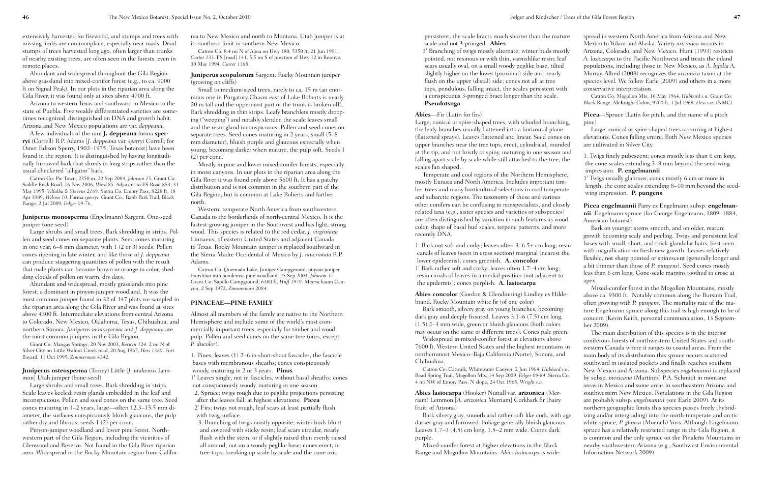extensively harvested for firewood, and stumps and trees with missing limbs are commonplace, especially near roads. Dead stumps of trees harvested long ago, often larger than trunks of nearby existing trees, are often seen in the forests, even in remote places.

Abundant and widespread throughout the Gila Region above grassland into mixed-conifer forest (e.g., to ca. 9000 ft on Signal Peak). In our plots in the riparian area along the Gila River, it was found only at sites above 4700 ft.

Arizona to western Texas and southward in Mexico to the state of Puebla. Five weakly differentiated varieties are sometimes recognized, distinguished on DNA and growth habit. Arizona and New Mexico populations are var. *deppeana*.

A few individuals of the rare **J. deppeana** forma **sperryi** (Correll) R.P. Adams [*J. deppeana* var. *sperryi* Correll; for Omer Edison Sperry, 1902–1975, Texas botanist] have been found in the region. It is distinguished by having longitudinally furrowed bark that shreds in long strips rather than the usual checkered "alligator" bark.

Catron Co: Pie Town, 2350 m, 22 Sep 2004, *Johnson 15*. Grant Co: Saddle Rock Road, 16 Nov 2006, *Ward 85*. Adjacent to FS Road 853, 31 May 1995, *Villalba & Stevens 2169*. Sierra Co: Emory Pass, 8228 ft, 18 Apr 1989, *Wilson 10*. Forma *sperryi*: Grant Co., Rabb Park Trail, Black Range, 2 Jul 2009, *Felger 09-76*.

**Juniperus monosperma** (Engelmann) Sargent. One-seed juniper (one seed)

Large shrubs and small trees. Bark shredding in strips. Pollen and seed cones on separate plants. Seed cones maturing in one year, 6–8 mm diameter, with 1 (2 or 3) seeds. Pollen cones ripening in late winter, and like those of *J. deppeana* can produce staggering quantities of pollen with the result that male plants can become brown or orange in color, shedding clouds of pollen on warm, dry days.

Abundant and widespread, mostly grasslands into pine forest; a dominant in pinyon-juniper woodland. It was the most common juniper found in 32 of 147 plots we sampled in the riparian area along the Gila River and was found at sites above 4300 ft. Intermediate elevations from central Arizona to Colorado, New Mexico, Oklahoma, Texas, Chihuahua, and northern Sonora. *Juniperus monosperma* and *J. deppeana* are the most common junipers in the Gila Region.

Grant Co: Mangas Springs, 20 Nov 2003, *Kerwin 124*. 2 mi N of Silver City on Little Walnut Creek road, 20 Aug 1967, *Hess 1380*. Fort Bayard, 11 Oct 1995, *Zimmerman 4342*.

**Juniperus osteosperma** (Torrey) Little [*J. utahensis* Lemmon] Utah juniper (bone-seed)

Large shrubs and small trees. Bark shredding in strips. Scale leaves keeled; resin glands embedded in the leaf and inconspicuous. Pollen and seed cones on the same tree. Seed cones maturing in 1–2 years, large—often 12.3–15.5 mm diameter, the surfaces conspicuously bluish glaucous, the pulp rather dry and fibrous; seeds 1 (2) per cone.

Pinyon-juniper woodland and lower pine forest. Northwestern part of the Gila Region, including the vicinities of Glenwood and Reserve. Not found in the Gila River riparian area. Widespread in the Rocky Mountain region from California to New Mexico and north to Montana. Utah juniper is at its southern limit in southern New Mexico.

Catron Co: 8.4 mi N of Alma on Hwy 180, 5350 ft, 21 Jun 1991, *Carter 133*. FS [road] 141, 5.5 mi S of junction of Hwy 12 in Reserve, 30 May 1994, *Carter 1368*.

**Juniperus scopulorum** Sargent. Rocky Mountain juniper (growing on cliffs)

Small to medium-sized trees, rarely to ca. 15 m (an enormous one in Purgatory Chasm east of Lake Roberts is nearly 20 m tall and the uppermost part of the trunk is broken off). Bark shredding in thin strips. Leafy branchlets mostly droopingly ("weeping") and notably slender, the scale leaves small and the resin gland inconspicuous. Pollen and seed cones on separate trees. Seed cones maturing in 2 years, small (5–8 mm diameter), bluish purple and glaucous especially when young, becoming darker when mature, the pulp soft. Seeds 1 (2) per cone.

Mostly in pine and lower mixed-conifer forests, especially in moist canyons. In our plots in the riparian area along the Gila River it was found only above 5600 ft. It has a patchy distribution and is not common in the southern part of the Gila Region, but is common at Lake Roberts and farther north.

Western, temperate North America from southwestern Canada to the borderlands of north-central Mexico. It is the fastest-growing juniper in the Southwest and has light, strong wood. This species is related to the red cedar, *J. virginiana* Linnaeus, of eastern United States and adjacent Canada to Texas. Rocky Mountain juniper is replaced southward in the Sierra Madre Occidental of Mexico by *J. mucronata* R.P. Adams.

Catron Co: Quemado Lake, Juniper Campground, pinyon-juniper transition into ponderosa pine woodland, 25 Sep 2004, *Johnson 17*. Grant Co: Sapillo Campground, 6300 ft, *Huff 1979*. Meerschaum Canyon, 2 Sep 1972, *Zimmerman 2084*.

## PINACEAE—PINE FAMILY

Almost all members of the family are native to the Northern Hemisphere and include some of the world's most commercially important trees, especially for timber and wood pulp. Pollen and seed cones on the same tree (ours, except *P. discolor*).

1. Pines; leaves (1) 2–6 in short-shoot fascicles, the fascicle bases with membranous sheaths; cones conspicuously woody, maturing in 2 or 3 years. **Pinus**
1' Leaves single, not in fascicles, without basal sheaths; cones not conspicuously woody, maturing in one season.
   2. Spruce; twigs rough due to peglike projections persisting after the leaves fall; at highest elevations. **Picea**
   2' Firs; twigs not rough, leaf scars at least partially flush with twig surface.
      3. Branching of twigs mostly opposite; winter buds blunt and covered with sticky resin; leaf scars circular, nearly flush with the stem, or if slightly raised then evenly raised all around, not on a woody peglike base; cones erect, in tree tops, breaking up scale by scale and the cone axis persistent, the scale bracts much shorter than the mature scale and not 3-pronged. **Abies**
      3' Branching of twigs mostly alternate; winter buds mostly pointed, not resinous or with thin, varnishlike resin; leaf scars usually oval, on a small woody peglike base, tilted slightly higher on the lower (proximal) side and nearly flush on the upper (distal) side; cones not all at tree tops, pendulous, falling intact, the scales persistent with a conspicuous 3-pronged bract longer than the scale. **Pseudotsuga**

**Abies**—Fir (Latin for firs)

Large, conical or spire-shaped trees, with whorled branching, the leafy branches usually flattened into a horizontal plane (flattened sprays). Leaves flattened and linear. Seed cones on upper branches near the tree tops, erect, cylindrical, rounded at the tip, and not bristly or spiny, maturing in one season and falling apart scale by scale while still attached to the tree, the scales fan shaped.

Temperate and cool regions of the Northern Hemisphere, mostly Eurasia and North America. Includes important timber trees and many horticultural selections in cool temperate and subarctic regions. The taxonomy of these and various other conifers can be confusing to nonspecialists, and closely related taxa (e.g., sister species and varieties or subspecies) are often distinguished by variation in such features as wood color, shape of basal bud scales, terpene patterns, and more recently DNA.

1. Bark not soft and corky; leaves often 3–6.5+ cm long; resin canals of leaves (seen in cross section) marginal (nearest the lower epidermis); cones greenish. **A. concolor**
1' Bark rather soft and corky; leaves often 1.7–4 cm long; resin canals of leaves in a medial position (not adjacent to the epidermis); cones purplish. **A. lasiocarpa**

**Abies concolor** (Gordon & Glendinning) Lindley ex Hildebrand. Rocky Mountain white fir (of one color)

Bark smooth, silvery gray on young branches, becoming dark gray and deeply fissured. Leaves 3.1–6 (7.5) cm long, (1.5) 2–3 mm wide, green or bluish glaucous (both colors may occur on the same or different trees). Cones pale green.

Widespread in mixed-conifer forest at elevations above 7600 ft. Western United States and the highest mountains in northernmost Mexico–Baja California (Norte), Sonora, and Chihuahua.

Catron Co: Catwalk, Whitewater Canyon, 2 Jun 1964, *Hubbard s.n.* Bead Spring Trail, Mogollon Mts, 14 Sep 2009, *Felger 09-84*. Sierra Co: 4 mi NW of Emory Pass, N slope, 24 Oct 1965, *Wright s.n.*

**Abies lasiocarpa** (Hooker) Nuttall var. **arizonica** (Merriam) Lemmon [*A. arizonica* Merriam] Corkbark fir (hairy fruit; of Arizona)

Bark silvery gray, smooth and rather soft like cork, with age darker gray and furrowed. Foliage generally bluish glaucous. Leaves 1.7–3 (4.5) cm long, 1.5–2 mm wide. Cones dark purple.

Mixed-conifer forest at higher elevations in the Black Range and Mogollon Mountains. *Abies lasiocarpa* is widespread in western North America from Arizona and New Mexico to Yukon and Alaska. Variety *arizonica* occurs in Arizona, Colorado, and New Mexico. Hunt (1993) restricts *A. lasiocarpa* to the Pacific Northwest and treats the inland populations, including those in New Mexico, as *A. bifolia* A. Murray. Allred (2008) recognizes the *arizonica* taxon at the species level. We follow Earle (2009) and others in a more conservative interpretation.

Catron Co: Mogollon Mts, 16 May 1964, *Hubbard s.n.* Grant Co: Black Range, McKnight Cabin, 9700 ft, 1 Jul 1968, *Hess s.n.* (NMC).

**Picea**—Spruce (Latin for pitch, and the name of a pitch pine)

Large, conical or spire-shaped trees occurring at highest elevations. Cones falling entire. Both New Mexico species are cultivated in Silver City.

1. Twigs finely pubescent; cones mostly less than 6 cm long, the cone scales extending 3–8 mm beyond the seed-wing impression. **P. engelmannii**
1' Twigs usually glabrous; cones mostly 6 cm or more in length, the cone scales extending 8–10 mm beyond the seed-wing impression. **P. pungens**

**Picea engelmannii** Parry ex Engelmann subsp. **engelmannii**. Engelmann spruce (for George Engelmann, 1809–1884, American botanist)

Bark on younger stems smooth, and on older, mature growth becoming scaly and peeling. Twigs and persistent leaf bases with small, short, and thick glandular hairs, best seen with magnification on fresh new growth. Leaves relatively flexible, not sharp pointed or spinescent (generally longer and a bit thinner than those of *P. pungens*). Seed cones mostly less than 6 cm long. Cone-scale margins toothed to erose at apex.

Mixed-conifer forest in the Mogollon Mountains, mostly above ca. 9300 ft. Notably common along the Bursum Trail, often growing with *P. pungens*. The mortality rate of the mature Engelmann spruce along this trail is high enough to be of concern (Kevin Keith, personal communication, 13 September 2009).

The main distribution of this species is in the interior coniferous forests of northwestern United States and southwestern Canada where it ranges to coastal areas. From the main body of its distribution this spruce occurs scattered southward in isolated pockets and finally reaches southern New Mexico and Arizona. Subspecies *engelmannii* is replaced by subsp. *mexicana* (Martínez) P.A. Schmidt in montane areas in Mexico and some areas in southeastern Arizona and southwestern New Mexico. Populations in the Gila Region are probably subsp. *engelmannii* (see Earle 2009). At its northern geographic limits this species passes freely (hybridizing and/or intergrading) into the north-temperate and arctic white spruce, *P. glauca* (Moench) Voss. Although Engelmann spruce has a relatively restricted range in the Gila Region, it is common and the only spruce on the Pinaleño Mountains in nearby southwestern Arizona (e.g., Southwest Environmental Information Network 2009).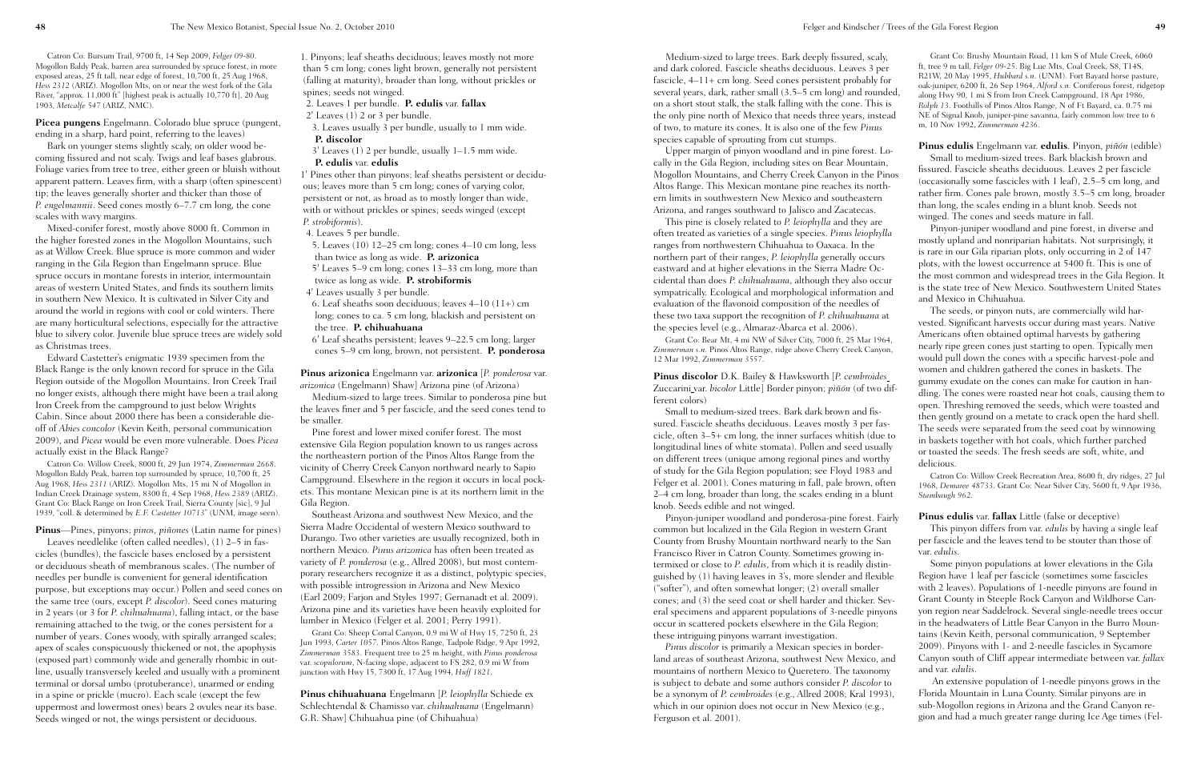Catron Co: Bursum Trail, 9700 ft, 14 Sep 2009, *Felger 09-80*. Mogollon Baldy Peak, barren area surrounded by spruce forest, in more exposed areas, 25 ft tall, near edge of forest, 10,700 ft, 25 Aug 1968, *Hess 2312* (ARIZ). Mogollon Mts, on or near the west fork of the Gila River, "approx. 11,000 ft" [highest peak is actually 10,770 ft], 20 Aug 1903, *Metcalfe 547* (ARIZ, NMC).

**Picea pungens** Engelmann. Colorado blue spruce (pungent, ending in a sharp, hard point, referring to the leaves)

Bark on younger stems slightly scaly, on older wood becoming fissured and not scaly. Twigs and leaf bases glabrous. Foliage varies from tree to tree, either green or bluish without apparent pattern. Leaves firm, with a sharp (often spinescent) tip; the leaves generally shorter and thicker than those of *P. engelmannii*. Seed cones mostly 6–7.7 cm long, the cone scales with wavy margins.

Mixed-conifer forest, mostly above 8000 ft. Common in the higher forested zones in the Mogollon Mountains, such as at Willow Creek. Blue spruce is more common and wider ranging in the Gila Region than Engelmann spruce. Blue spruce occurs in montane forests in interior, intermountain areas of western United States, and finds its southern limits in southern New Mexico. It is cultivated in Silver City and around the world in regions with cool or cold winters. There are many horticultural selections, especially for the attractive blue to silvery color. Juvenile blue spruce trees are widely sold as Christmas trees.

Edward Castetter's enigmatic 1939 specimen from the Black Range is the only known record for spruce in the Gila Region outside of the Mogollon Mountains. Iron Creek Trail no longer exists, although there might have been a trail along Iron Creek from the campground to just below Wrights Cabin. Since about 2000 there has been a considerable die-off of *Abies concolor* (Kevin Keith, personal communication 2009), and *Picea* would be even more vulnerable. Does *Picea* actually exist in the Black Range?

Catron Co: Willow Creek, 8000 ft, 29 Jun 1974, *Zimmerman 2668*. Mogollon Baldy Peak, barren top surrounded by spruce, 10,700 ft, 25 Aug 1968, *Hess 2311* (ARIZ). Mogollon Mts, 15 mi N of Mogollon in Indian Creek Drainage system, 8300 ft, 4 Sep 1968, *Hess 2389* (ARIZ). Grant Co: Black Range on Iron Creek Trail, Sierra County [sic], 9 Jul 1939, "coll. & determined by *E.F. Castetter 10713*" (UNM, image seen).

**Pinus**—Pines, pinyons; *pinos, piñones* (Latin name for pines)

Leaves needlelike (often called needles), (1) 2–5 in fascicles (bundles), the fascicle bases enclosed by a persistent or deciduous sheath of membranous scales. (The number of needles per bundle is convenient for general identification purpose, but exceptions may occur.) Pollen and seed cones on the same tree (ours, except *P. discolor*). Seed cones maturing in 2 years (or 3 for *P. chihuahuana*), falling intact, or the base remaining attached to the twig, or the cones persistent for a number of years. Cones woody, with spirally arranged scales; apex of scales conspicuously thickened or not, the apophysis (exposed part) commonly wide and generally rhombic in outline, usually transversely keeled and usually with a prominent terminal or dorsal umbo (protuberance), unarmed or ending in a spine or prickle (mucro). Each scale (except the few uppermost and lowermost ones) bears 2 ovules near its base. Seeds winged or not, the wings persistent or deciduous.

1. Pinyons; leaf sheaths deciduous; leaves mostly not more than 5 cm long; cones light brown, generally not persistent (falling at maturity), broader than long, without prickles or spines; seeds not winged.
   2. Leaves 1 per bundle. **P. edulis** var. **fallax**
   2' Leaves (1) 2 or 3 per bundle.
      3. Leaves usually 3 per bundle, usually to 1 mm wide. **P. discolor**
      3' Leaves (1) 2 per bundle, usually 1–1.5 mm wide. **P. edulis** var. **edulis**

1' Pines other than pinyons; leaf sheaths persistent or deciduous; leaves more than 5 cm long; cones of varying color, persistent or not, as broad as to mostly longer than wide, with or without prickles or spines; seeds winged (except *P. strobiformis*).
   4. Leaves 5 per bundle.
      5. Leaves (10) 12–25 cm long; cones 4–10 cm long, less than twice as long as wide. **P. arizonica**
      5' Leaves 5–9 cm long; cones 13–33 cm long, more than twice as long as wide. **P. strobiformis**
   4' Leaves usually 3 per bundle.
      6. Leaf sheaths soon deciduous; leaves 4–10 (11+) cm long; cones to ca. 5 cm long, blackish and persistent on the tree. **P. chihuahuana**
      6' Leaf sheaths persistent; leaves 9–22.5 cm long; larger cones 5–9 cm long, brown, not persistent. **P. ponderosa**

**Pinus arizonica** Engelmann var. **arizonica** [*P. ponderosa* var. *arizonica* (Engelmann) Shaw] Arizona pine (of Arizona)

Medium-sized to large trees. Similar to ponderosa pine but the leaves finer and 5 per fascicle, and the seed cones tend to be smaller.

Pine forest and lower mixed conifer forest. The most extensive Gila Region population known to us ranges across the northeastern portion of the Pinos Altos Range from the vicinity of Cherry Creek Canyon northward nearly to Sapio Campground. Elsewhere in the region it occurs in local pockets. This montane Mexican pine is at its northern limit in the Gila Region.

Southeast Arizona and southwest New Mexico, and the Sierra Madre Occidental of western Mexico southward to Durango. Two other varieties are usually recognized, both in northern Mexico. *Pinus arizonica* has often been treated as variety of *P. ponderosa* (e.g., Allred 2008), but most contemporary researchers recognize it as a distinct, polytypic species, with possible introgression in Arizona and New Mexico (Earl 2009; Farjon and Styles 1997; Gernanadt et al. 2009). Arizona pine and its varieties have been heavily exploited for lumber in Mexico (Felger et al. 2001; Perry 1991).

Grant Co: Sheep Corral Canyon, 0.9 mi W of Hwy 15, 7250 ft, 23 Jun 1993, *Carter 1057*. Pinos Altos Range, Tadpole Ridge, 9 Apr 1992, *Zimmerman 3583*. Frequent tree to 25 m height, with *Pinus ponderosa* var. *scopulorum*, N-facing slope, adjacent to FS 282, 0.9 mi W from junction with Hwy 15, 7300 ft, 17 Aug 1994, *Huff 1821*.

**Pinus chihuahuana** Engelmann [*P. leiophylla* Schiede ex Schlechtendal & Chamisso var. *chihuahuana* (Engelmann) G.R. Shaw] Chihuahua pine (of Chihuahua)

Medium-sized to large trees. Bark deeply fissured, scaly, and dark colored. Fascicle sheaths deciduous. Leaves 3 per fascicle, 4–11+ cm long. Seed cones persistent probably for several years, dark, rather small (3.5–5 cm long) and rounded, on a short stout stalk, the stalk falling with the cone. This is the only pine north of Mexico that needs three years, instead of two, to mature its cones. It is also one of the few *Pinus* species capable of sprouting from cut stumps.

Upper margin of pinyon woodland and in pine forest. Locally in the Gila Region, including sites on Bear Mountain, Mogollon Mountains, and Cherry Creek Canyon in the Pinos Altos Range. This Mexican montane pine reaches its northern limits in southwestern New Mexico and southeastern Arizona, and ranges southward to Jalisco and Zacatecas.

This pine is closely related to *P. leiophylla* and they are often treated as varieties of a single species. *Pinus leiophylla* ranges from northwestern Chihuahua to Oaxaca. In the northern part of their ranges, *P. leiophylla* generally occurs eastward and at higher elevations in the Sierra Madre Occidental than does *P. chihuahuana*, although they also occur sympatrically. Ecological and morphological information and evaluation of the flavonoid composition of the needles of these two taxa support the recognition of *P. chihuahuana* at the species level (e.g., Almaraz-Abarca et al. 2006).

Grant Co: Bear Mt, 4 mi NW of Silver City, 7000 ft, 25 Mar 1964, *Zimmerman s.n.* Pinos Altos Range, ridge above Cherry Creek Canyon, 12 Mar 1992, *Zimmerman 3557*.

**Pinus discolor** D.K. Bailey & Hawksworth [*P. cembroides* Zuccarini var. *bicolor* Little] Border pinyon; *piñón* (of two different colors)

Small to medium-sized trees. Bark dark brown and fissured. Fascicle sheaths deciduous. Leaves mostly 3 per fascicle, often 3–5+ cm long, the inner surfaces whitish (due to longitudinal lines of white stomata). Pollen and seed usually on different trees (unique among regional pines and worthy of study for the Gila Region population; see Floyd 1983 and Felger et al. 2001). Cones maturing in fall, pale brown, often 2–4 cm long, broader than long, the scales ending in a blunt knob. Seeds edible and not winged.

Pinyon-juniper woodland and ponderosa-pine forest. Fairly common but localized in the Gila Region in western Grant County from Brushy Mountain northward nearly to the San Francisco River in Catron County. Sometimes growing intermixed or close to *P. edulis*, from which it is readily distinguished by (1) having leaves in 3's, more slender and flexible ("softer"), and often somewhat longer; (2) overall smaller cones; and (3) the seed coat or shell harder and thicker. Several specimens and apparent populations of 3-needle pinyons occur in scattered pockets elsewhere in the Gila Region; these intriguing pinyons warrant investigation.

*Pinus discolor* is primarily a Mexican species in borderland areas of southeast Arizona, southwest New Mexico, and mountains of northern Mexico to Queretero. The taxonomy is subject to debate and some authors consider *P. discolor* to be a synonym of *P. cembroides* (e.g., Allred 2008; Kral 1993), which in our opinion does not occur in New Mexico (e.g., Ferguson et al. 2001).

Grant Co: Brushy Mountain Road, 11 km S of Mule Creek, 6060 ft, tree 9 m tall, *Felger 09-25*. Big Lue Mts, Coal Creek, S8, T14S, R21W, 20 May 1995, *Hubbard s.n.* (UNM). Fort Bayard horse pasture, oak-juniper, 6200 ft, 26 Sep 1964, *Alford s.n.* Coniferous forest, ridgetop along Hwy 90, 1 mi S from Iron Creek Campground, 18 Apr 1986, *Rolph 13*. Foothills of Pinos Altos Range, N of Ft Bayard, ca. 0.75 mi NE of Signal Knob, juniper-pine savanna, fairly common low tree to 6 m, 10 Nov 1992, *Zimmerman 4236*.

**Pinus edulis** Engelmann var. **edulis**. Pinyon, *piñón* (edible)

Small to medium-sized trees. Bark blackish brown and fissured. Fascicle sheaths deciduous. Leaves 2 per fascicle (occasionally some fascicles with 1 leaf), 2.5–5 cm long, and rather firm. Cones pale brown, mostly 3.5–5 cm long, broader than long, the scales ending in a blunt knob. Seeds not winged. The cones and seeds mature in fall.

Pinyon-juniper woodland and pine forest, in diverse and mostly upland and nonriparian habitats. Not surprisingly, it is rare in our Gila riparian plots, only occurring in 2 of 147 plots, with the lowest occurrence at 5400 ft. This is one of the most common and widespread trees in the Gila Region. It is the state tree of New Mexico. Southwestern United States and Mexico in Chihuahua.

The seeds, or pinyon nuts, are commercially wild harvested. Significant harvests occur during mast years. Native Americans often obtained optimal harvests by gathering nearly ripe green cones just starting to open. Typically men would pull down the cones with a specific harvest-pole and women and children gathered the cones in baskets. The gummy exudate on the cones can make for caution in handling. The cones were roasted near hot coals, causing them to open. Threshing removed the seeds, which were toasted and then gently ground on a metate to crack open the hard shell. The seeds were separated from the seed coat by winnowing in baskets together with hot coals, which further parched or toasted the seeds. The fresh seeds are soft, white, and delicious.

Catron Co: Willow Creek Recreation Area, 8600 ft, dry ridges, 27 Jul 1968, *Demaree 48733*. Grant Co: Near Silver City, 5600 ft, 9 Apr 1936, *Stambaugh 962*.

**Pinus edulis** var. **fallax** Little (false or deceptive)

This pinyon differs from var. *edulis* by having a single leaf per fascicle and the leaves tend to be stouter than those of var. *edulis*.

Some pinyon populations at lower elevations in the Gila Region have 1 leaf per fascicle (sometimes some fascicles with 2 leaves). Populations of 1-needle pinyons are found in Grant County in Steeple Rock Canyon and Wildhorse Canyon region near Saddelrock. Several single-needle trees occur in the headwaters of Little Bear Canyon in the Burro Mountains (Kevin Keith, personal communication, 9 September 2009). Pinyons with 1- and 2-needle fascicles in Sycamore Canyon south of Cliff appear intermediate between var. *fallax* and var. *edulis*.

An extensive population of 1-needle pinyons grows in the Florida Mountain in Luna County. Similar pinyons are in sub-Mogollon regions in Arizona and the Grand Canyon region and had a much greater range during Ice Age times (Fel-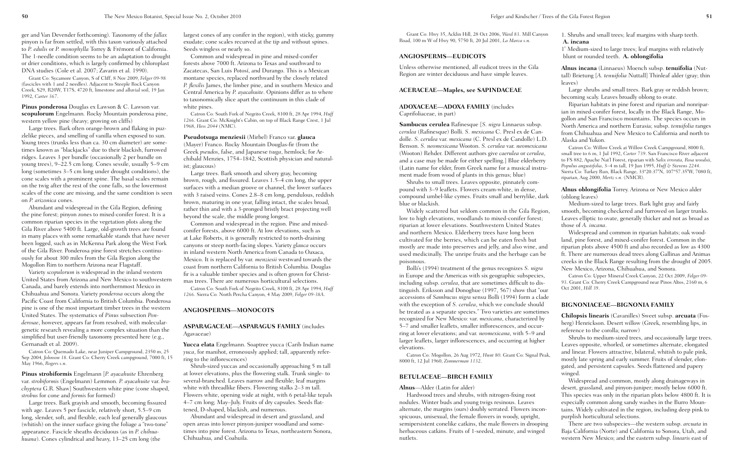ger and Van Devender forthcoming). Taxonomy of the *fallax* pinyon is far from settled, with this taxon variously attached to *P. edulis* or *P. monophylla* Torrey & Frémont of California. The 1-needle condition seems to be an adaptation to drought or drier conditions, which is largely confirmed by chloroplast DNA studies (Cole et al. 2007; Zavarin et al. 1990).

Grant Co: Sycamore Canyon, S of Cliff, 8 Nov 2009, *Felger 09-98* (fascicles with 1 and 2 needles). Adjacent to Steeple Rock Canyon Creek, S29, R20W, T17S, 4720 ft, limestone and alluvial soil, 19 Jan 1992, *Carter 367*.

**Pinus ponderosa** Douglas ex Lawson & C. Lawson var. **scopulorum** Engelmann. Rocky Mountain ponderosa pine, western yellow pine (heavy; growing on cliffs)

Large trees. Bark often orange-brown and flaking in puzzlelike pieces, and smelling of vanilla when exposed to sun. Young trees (trunks less than ca. 30 cm diameter) are sometimes known as "blackjacks" due to their blackish, furrowed ridges. Leaves 3 per bundle (occasionally 2 per bundle on young trees), 9–22.5 cm long. Cones sessile, usually 5–9 cm long (sometimes 3–5 cm long under drought conditions), the cone scales with a prominent spine. The basal scales remain on the twig after the rest of the cone falls, so the lowermost scales of the cone are missing, and the same condition is seen on *P. arizonica* cones.

Abundant and widespread in the Gila Region, defining the pine forest; pinyon zones to mixed-conifer forest. It is a common riparian species in the vegetation plots along the Gila River above 5400 ft. Large, old-growth trees are found in many places with some remarkable stands that have never been logged, such as in McKenna Park along the West Fork of the Gila River. Ponderosa pine forest stretches continuously for about 300 miles from the Gila Region along the Mogollon Rim to northern Arizona near Flagstaff.

Variety *scopulorum* is widespread in the inland western United States from Arizona and New Mexico to southwestern Canada, and barely extends into northernmost Mexico in Chihuahua and Sonora. Variety *ponderosa* occurs along the Pacific Coast from California to British Columbia. Ponderosa pine is one of the most important timber trees in the western United States. The systematics of *Pinus* subsection *Ponderosae*, however, appears far from resolved, with molecular-genetic research revealing a more complex situation than the simplified but user-friendly taxonomy presented here (e.g., Gernanadt et al. 2009).

Catron Co: Quemado Lake, near Juniper Campground, 2350 m, 25 Sep 2004, *Johnson 18*. Grant Co: Cherry Creek campground, 7000 ft, 15 May 1966, *Rogers s.n.*

**Pinus strobiformis** Engelmann [*P. ayacahuite* Ehrenberg var. *strobiformis* (Engelmann) Lemmon. *P. ayacahuite* var. *brachyptera* G.R. Shaw] Southwestern white pine (cone shaped, *strobus* for cone and *formis* for formed)

Large trees. Bark grayish and smooth, becoming fissured with age. Leaves 5 per fascicle, relatively short, 5.5–9 cm long, slender, soft, and flexible, each leaf generally glaucous (whitish) on the inner surface giving the foliage a "two-tone" appearance. Fascicle sheaths deciduous (as in *P. chihuahuana*). Cones cylindrical and heavy, 13–25 cm long (the largest cones of any conifer in the region), with sticky, gummy exudate; cone scales recurved at the tip and without spines. Seeds wingless or nearly so.

Common and widespread in pine and mixed-conifer forests above 7000 ft. Arizona to Texas and southward to Zacatecas, San Luis Potosí, and Durango. This is a Mexican montane species, replaced northward by the closely related *P. flexilis* James, the limber pine, and in southern Mexico and Central America by *P. ayacahuite*. Opinions differ as to where to taxonomically slice apart the continuum in this clade of white pines.

Catron Co: South Fork of Negrito Creek, 8100 ft, 28 Apr 1994, *Huff 1266*. Grant Co: McKnight's Cabin, on top of Black Range Crest, 1 Jul 1968, *Hess 2044* (NMC).

**Pseudotsuga menziesii** (Mirbel) Franco var. **glauca** (Mayer) Franco. Rocky Mountain Douglas-fir (from the Greek *pseudos*, false, and Japanese *tsuga*, hemlock; for Archibald Menzies, 1754–1842, Scottish physician and naturalist; glaucous)

Large trees. Bark smooth and silvery gray, becoming brown, rough, and fissured. Leaves 1.5–4 cm long, the upper surfaces with a median groove or channel, the lower surfaces with 3 raised veins. Cones 2.8–8 cm long, pendulous, reddish brown, maturing in one year, falling intact, the scales broad, rather thin and with a 3-pronged bristly bract projecting well beyond the scale, the middle prong longest.

Common and widespread in the region. Pine and mixed-conifer forests, above 6000 ft. At low elevations, such as at Lake Roberts, it is generally restricted to north-draining canyons or steep north-facing slopes. Variety *glauca* occurs in inland western North America from Canada to Oaxaca, Mexico. It is replaced by var. *menziesii* westward towards the coast from northern California to British Columbia. Douglas fir is a valuable timber species and is often grown for Christmas trees. There are numerous horticultural selections.

Catron Co: South Fork of Negrito Creek, 8100 ft, 28 Apr 1994, *Huff 1266*. Sierra Co: North Percha Canyon, 4 May 2009, *Felger 09-38A*.

## ANGIOSPERMS—MONOCOTS

### ASPARAGACEAE—ASPARAGUS FAMILY (includes Agavaceae)

**Yucca elata** Engelmann. Soaptree yucca (Carib Indian name *yuca*, for manihot, erroneously applied; tall, apparently referring to the inflorescences)

Shrub-sized yuccas and occasionally approaching 5 m tall at lower elevations, plus the flowering stalk. Trunk single- to several-branched. Leaves narrow and flexible; leaf margins white with threadlike fibers. Flowering stalks 2–3 m tall. Flowers white, opening wide at night, with 6 petal-like tepals 4–7 cm long; May–July. Fruits of dry capsules. Seeds flattened, D-shaped, blackish, and numerous.

Abundant and widespread in desert and grassland, and open areas into lower pinyon-juniper woodland and sometimes into pine forest. Arizona to Texas, northeastern Sonora, Chihuahua, and Coahuila.

Grant Co: Hwy 35, Acklin Hill, 28 Oct 2006, *Ward 83*. Mill Canyon Road, 100 m W of Hwy 90, 5750 ft, 20 Jul 2001, *La Marca s.n.*

## ANGIOSPERMS—EUDICOTS

Unless otherwise mentioned, all eudicot trees in the Gila Region are winter deciduous and have simple leaves.

### ACERACEAE—Maples, see SAPINDACEAE

### ADOXACEAE—ADOXA FAMILY (includes Caprifoliaceae, in part)

**Sambucus cerulea** Rafinesque [*S. nigra* Linnaeus subsp. *cerulea* (Rafinesque) Bolli. *S. mexicana* C. Presl ex de Candolle. *S. cerulea* var. *mexicana* (C. Presl ex de Candolle) L.D. Benson. *S. neomexicana* Wooton. *S. cerulea* var. *neomexicana* (Wooton) Rehder. Different authors give *caerulea* or *cerulea*, and a case may be made for either spelling.] Blue elderberry (Latin name for elder, from Greek name for a musical instrument made from wood of plants in this genus; blue)

Shrubs to small trees. Leaves opposite, pinnately compound with 3–9 leaflets. Flowers cream-white, in dense, compound umbel-like cymes. Fruits small and berrylike, dark blue or blackish.

Widely scattered but seldom common in the Gila Region, low to high elevations, woodlands to mixed-conifer forest; riparian at lower elevations. Southwestern United States and northern Mexico. Elderberry trees have long been cultivated for the berries, which can be eaten fresh but mostly are made into preserves and jelly, and also wine, and used medicinally. The unripe fruits and the herbage can be poisonous.

Bolli's (1994) treatment of the genus recognizes *S. nigra* in Europe and the Americas with six geographic subspecies, including subsp. *cerulea*, that are sometimes difficult to distinguish. Eriksson and Donoghue (1997, 567) show that "our accessions of *Sambucus nigra* sensu Bolli (1994) form a clade with the exception of *S. cerulea*, which we conclude should be treated as a separate species." Two varieties are sometimes recognized for New Mexico: var. *mexicana*, characterized by 5–7 and smaller leaflets, smaller inflorescences, and occurring at lower elevations; and var. *neomexicana*, with 5–9 and larger leaflets, larger inflorescences, and occurring at higher elevations.

Catron Co: Mogollon, 26 Aug 1972, *Hunt 80*. Grant Co: Signal Peak, 8000 ft, 12 Jul 1960, *Zimmerman 1132*.

### BETULACEAE—BIRCH FAMILY

**Alnus**—Alder (Latin for alder)

Hardwood trees and shrubs, with nitrogen-fixing root nodules. Winter buds and young twigs resinous. Leaves alternate, the margins (ours) doubly serrated. Flowers inconspicuous, unisexual, the female flowers in woody, upright, semipersistent conelike catkins, the male flowers in drooping herbaceous catkins. Fruits of 1-seeded, minute, and winged nutlets.

1. Shrubs and small trees; leaf margins with sharp teeth. **A. incana**

1' Medium-sized to large trees; leaf margins with relatively blunt or rounded teeth. **A. oblongifolia**

**Alnus incana** (Linnaeus) Moench subsp. **tenuifolia** (Nuttall) Brietung [*A. tenuifolia* Nuttall] Thinleaf alder (gray; thin leaves)

Large shrubs and small trees. Bark gray or reddish brown; becoming scaly. Leaves broadly oblong to ovate.

Riparian habitats in pine forest and riparian and nonriparian in mixed-conifer forest, locally in the Black Range, Mogollon and San Francisco mountains. The species occurs in North America and northern Eurasia; subsp. *tenuifolia* ranges from Chihuahua and New Mexico to California and north to Alaska and Yukon.

Catron Co: Willow Creek at Willow Creek Campground, 8000 ft, small tree to 6 m, 1 Jul 1992, *Carter 739*. San Francisco River adjacent to FS 882, Apache Nat'l Forest, riparian with *Salix irrorata*, *Rosa woodsii*, *Populus angustifolia*, 3–4 m tall, 19 Jun 1995, *Huff & Stevens 2244*. Sierra Co: Turkey Run, Black Range, 33°20.37'N, 107°57.35'W, 7080 ft, riparian, Aug 2000, *Mertz s.n.* (NMCR).

**Alnus oblongifolia** Torrey. Arizona or New Mexico alder (oblong leaves)

Medium-sized to large trees. Bark light gray and fairly smooth, becoming checkered and furrowed on larger trunks. Leaves elliptic to ovate, generally thicker and not as broad as those of *A. incana*.

Widespread and common in riparian habitats; oak woodland, pine forest, and mixed-conifer forest. Common in the riparian plots above 4500 ft and also recorded as low as 4300 ft. There are numerous dead trees along Gallinas and Animas creeks in the Black Range resulting from the drought of 2005. New Mexico, Arizona, Chihuahua, and Sonora.

Catron Co: Upper Mineral Creek Canyon, 22 Oct 2009, *Felger 09-93*. Grant Co: Cherry Creek Campground near Pinos Altos, 2160 m, 6 Oct 2001, *Hill 39*.

### BIGNONIACEAE—BIGNONIA FAMILY

**Chilopsis linearis** (Cavanilles) Sweet subsp. **arcuata** (Fosberg) Henrickson. Desert willow (Greek, resembling lips, in reference to the corolla; narrow)

Shrubs to medium-sized trees, and occasionally large trees. Leaves opposite, whorled, or sometimes alternate, elongated and linear. Flowers attractive, bilateral, whitish to pale pink, mostly late spring and early summer. Fruits of slender, elongated, and persistent capsules. Seeds flattened and papery winged.

Widespread and common, mostly along drainageways in desert, grassland, and pinyon-juniper; mostly below 6000 ft. This species was only in the riparian plots below 4800 ft. It is especially common along sandy washes in the Burro Mountains. Widely cultivated in the region, including deep pink to purplish horticultural selections.

There are two subspecies—the western subsp. *arcuata* in Baja California (Norte) and California to Sonora, Utah, and western New Mexico; and the eastern subsp. *linearis* east of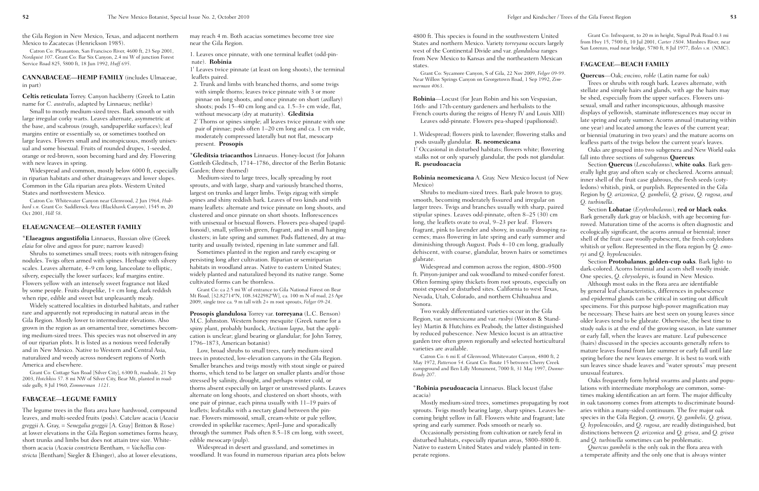the Gila Region in New Mexico, Texas, and adjacent northern Mexico to Zacatecas (Henrickson 1985).

Catron Co: Pleasanton, San Francisco River, 4600 ft, 23 Sep 2001, *Nordquist 107*. Grant Co: Bar Six Canyon, 2.4 mi W of junction Forest Service Road 825, 5800 ft, 18 Jun 1992, *Huff 695*.

## CANNABACEAE—HEMP FAMILY (includes Ulmaceae, in part)

**Celtis reticulata** Torrey. Canyon hackberry (Greek to Latin name for *C. australis*, adapted by Linnaeus; netlike)

Small to mostly medium-sized trees. Bark smooth or with large irregular corky warts. Leaves alternate, asymmetric at the base, and scabrous (rough, sandpaperlike surfaces); leaf margins entire or essentially so, or sometimes toothed on large leaves. Flowers small and inconspicuous, mostly unisexual and some bisexual. Fruits of rounded drupes, 1-seeded, orange or red-brown, soon becoming hard and dry. Flowering with new leaves in spring.

Widespread and common, mostly below 6000 ft, especially in riparian habitats and other drainageways and lower slopes. Common in the Gila riparian area plots. Western United States and northwestern Mexico.

Catron Co: Whitewater Canyon near Glenwood, 2 Jun 1964, *Hubbard s.n.* Grant Co: Saddlerock Area (Blackhawk Canyon), 1545 m, 20 Oct 2001, *Hill 58*.

## ELAEAGNACEAE—OLEASTER FAMILY

***Elaeagnus angustifolia** Linnaeus, Russian olive (Greek *elaia* for olive and *agnos* for pure; narrow leaved)

Shrubs to sometimes small trees; roots with nitrogen-fixing nodules. Twigs often armed with spines. Herbage with silvery scales. Leaves alternate, 4–9 cm long, lanceolate to elliptic, silvery, especially the lower surfaces; leaf margins entire. Flowers yellow with an intensely sweet fragrance not liked by some people. Fruits drupelike, 1+ cm long, dark reddish when ripe, edible and sweet but unpleasantly mealy.

Widely scattered localities in disturbed habitats, and rather rare and apparently not reproducing in natural areas in the Gila Region. Mostly lower to intermediate elevations. Also grown in the region as an ornamental tree, sometimes becoming medium-sized trees. This species was not observed in any of our riparian plots. It is listed as a noxious weed federally and in New Mexico. Native to Western and Central Asia, naturalized and weedy across nondesert regions of North America and elsewhere.

Grant Co: Cottage San Road [Silver City], 6300 ft, roadside, 21 Sep 2003, *Hotchkiss 57*. 8 mi NW of Silver City, Bear Mt, planted in roadside gully, 8 Jul 1960, *Zimmerman 1121*.

## FABACEAE—LEGUME FAMILY

The legume trees in the flora area have hardwood, compound leaves, and multi-seeded fruits (pods). Catclaw acacia (*Acacia greggii* A. Gray, = *Senegalia greggii* [A. Gray] Britton & Rose) at lower elevations in the Gila Region sometimes forms heavy, short trunks and limbs but does not attain tree size. Whitethorn acacia (*Acacia constricta* Bentham, = *Vachellia constricta* [Bentham] Siegler & Ebinger), also at lower elevations, may reach 4 m. Both acacias sometimes become tree size near the Gila Region.

1. Leaves once pinnate, with one terminal leaflet (odd-pinnate). **Robinia**

1′ Leaves twice pinnate (at least on long shoots), the terminal leaflets paired.

2. Trunk and limbs with branched thorns, and some twigs with simple thorns; leaves twice pinnate with 3 or more pinnae on long shoots, and once pinnate on short (axillary) shoots; pods 15–40 cm long and ca. 1.5–3+ cm wide, flat, without mesocarp (dry at maturity). **Gleditsia**

2′ Thorns or spines simple; all leaves twice pinnate with one pair of pinnae; pods often 1–20 cm long and ca. 1 cm wide, moderately compressed laterally but not flat, mesocarp present. **Prosopis**

***Gleditsia triacanthos** Linnaeus. Honey-locust (for Johann Gottleib Gleditsch, 1714–1786, director of the Berlin Botanic Garden; three thorned)

Medium-sized to large trees, locally spreading by root sprouts, and with large, sharp and variously branched thorns, largest on trunks and larger limbs. Twigs zigzag with simple spines and shiny reddish bark. Leaves of two kinds and with many leaflets: alternate and twice pinnate on long shoots, and clustered and once pinnate on short shoots. Inflorescences with unisexual or bisexual flowers. Flowers pea-shaped (papillionoid), small, yellowish green, fragrant, and in small hanging clusters; in late spring and summer. Pods flattened, dry at maturity and usually twisted, ripening in late summer and fall.

Sometimes planted in the region and rarely escaping or persisting long after cultivation. Riparian or semiriparian habitats in woodland areas. Native to eastern United States; widely planted and naturalized beyond its native range. Some cultivated forms can be thornless.

Grant Co: ca 2.5 mi W of entrance to Gila National Forest on Bear Mt Road, [32.82714°N, 108.3422982°W], ca. 100 m N of road, 23 Apr 2009, single tree ca. 9 m tall with 2+ m root sprouts, *Felger 09-24*.

**Prosopis glandulosa** Torrey var. **torreyana** (L.C. Benson) M.C. Johnston. Western honey mesquite (Greek name for a spiny plant, probably burdock, *Arctium lappa*, but the application is unclear; gland bearing or glandular; for John Torrey, 1796–1873, American botanist)

Low, broad shrubs to small trees, rarely medium-sized trees in protected, low-elevation canyons in the Gila Region. Smaller branches and twigs mostly with stout single or paired thorns, which tend to be larger on smaller plants and/or those stressed by salinity, drought, and perhaps winter cold, or thorns absent especially on larger or unstressed plants. Leaves alternate on long shoots, and clustered on short shoots, with one pair of pinnae, each pinna usually with 11–19 pairs of leaflets; leafstalks with a nectary gland between the pinnae. Flowers mimosoid, small, cream-white or pale yellow, crowded in spikelike racemes; April–June and sporadically through the summer. Pods often 8.5–18 cm long, with sweet, edible mesocarp (pulp).

Widespread in desert and grassland, and sometimes in woodland. It was found in numerous riparian area plots below 4800 ft. This species is found in the southwestern United States and northern Mexico. Variety *torreyana* occurs largely west of the Continental Divide and var. *glandulosa* ranges from New Mexico to Kansas and the northeastern Mexican states.

Grant Co: Sycamore Canyon, S of Gila, 22 Nov 2009, *Felger 09-99*. Near Willow Springs Canyon on Georgetown Road, 1 Sep 1992, *Zimmerman 4063*.

**Robinia**—Locust (for Jean Robin and his son Vespasian, 16th- and 17th-century gardeners and herbalists to the French courts during the reigns of Henry IV and Louis XIII)

Leaves odd-pinnate. Flowers pea-shaped (papilionoid).

1. Widespread; flowers pink to lavender; flowering stalks and pods usually glandular. **R. neomexicana**

1′ Occasional in disturbed habitats; flowers white; flowering stalks not or only sparsely glandular, the pods not glandular. **R. pseudoacacia**

**Robinia neomexicana** A. Gray. New Mexico locust (of New Mexico)

Shrubs to medium-sized trees. Bark pale brown to gray, smooth, becoming moderately fissured and irregular on larger trees. Twigs and branches usually with sharp, paired stipular spines. Leaves odd-pinnate, often 8–25 (30) cm long, the leaflets ovate to oval, 9–23 per leaf. Flowers fragrant, pink to lavender and showy, in usually drooping racemes; mass flowering in late spring and early summer and diminishing through August. Pods 4–10 cm long, gradually dehiscent, with coarse, glandular, brown hairs or sometimes glabrate.

Widespread and common across the region, 4800–9500 ft. Pinyon-juniper and oak woodland to mixed-conifer forest. Often forming spiny thickets from root sprouts, especially on moist exposed or disturbed sites. California to west Texas, Nevada, Utah, Colorado, and northern Chihuahua and Sonora.

Two weakly differentiated varieties occur in the Gila Region, var. *neomexicana* and var. *rusbyi* (Wooton & Standley) Martin & Hutchins ex Peabody, the latter distinguished by reduced pubescence. New Mexico locust is an attractive garden tree often grown regionally and selected horticultural varieties are available.

Catron Co: 6 mi E of Glenwood, Whitewater Canyon, 4800 ft, 2 May 1972, *Patterson 54*. Grant Co: Route 15 between Cherry Creek campground and Ben Lilly Monument, 7000 ft, 31 May 1997, *Dunne-Brady 207*.

***Robinia pseudoacacia** Linnaeus. Black locust (false acacia)

Mostly medium-sized trees, sometimes propagating by root sprouts. Twigs mostly bearing large, sharp spines. Leaves becoming bright yellow in fall. Flowers white and fragrant; late spring and early summer. Pods smooth or nearly so.

Occasionally persisting from cultivation or rarely feral in disturbed habitats, especially riparian areas, 5800–8800 ft. Native to eastern United States and widely planted in temperate regions.

Grant Co: Infrequent, to 20 m in height, Signal Peak Road 0.3 mi from Hwy 15, 7500 ft, 10 Jul 2001, *Carter 1504*. Mimbres River, near San Lorenzo, road near bridge, 5780 ft, 8 Jul 1977, *Boles s.n.* (NMC).

## FAGACEAE—BEACH FAMILY

**Quercus**—Oak; *encino, roble* (Latin name for oak)

Trees or shrubs with rough bark. Leaves alternate, with stellate and simple hairs and glands, with age the hairs may be shed, especially from the upper surfaces. Flowers unisexual, small and rather inconspicuous, although massive displays of yellowish, staminate inflorescences may occur in late spring and early summer. Acorns annual (maturing within one year) and located among the leaves of the current year; or biennial (maturing in two years) and the mature acorns on leafless parts of the twigs below the current year's leaves.

Oaks are grouped into two subgenera and New World oaks fall into three sections of subgenus **Quercus**:

Section **Quercus** (*Leucobalanus*), **white oaks**. Bark generally light gray and often scaly or checkered. Acorns annual; inner shell of the fruit case glabrous, the fresh seeds (cotyledons) whitish, pink, or purplish. Represented in the Gila Region by *Q. arizonica*, *Q. gambelii*, *Q. grisea*, *Q. rugosa, and Q. turbinella*.

Section **Lobatae** (*Erythrobalanus*), **red or black oaks**. Bark generally dark gray or blackish, with age becoming furrowed. Maturation time of the acorns is often diagnostic and ecologically significant, the acorns annual or biennial; inner shell of the fruit case woolly-pubescent, the fresh cotyledons whitish or yellow. Represented in the flora region by *Q. emoryi* and *Q. hypoleucoides*.

Section **Protobalanus**, **golden-cup oaks**. Bark light- to dark-colored. Acorns biennial and acorn shell woolly inside. One species, *Q. chrysolepis*, is found in New Mexico.

Although most oaks in the flora area are identifiable by general leaf characteristics, differences in pubescence and epidermal glands can be critical in sorting out difficult specimens. For this purpose high-power magnification may be necessary. These hairs are best seen on young leaves since older leaves tend to be glabrate. Otherwise, the best time to study oaks is at the end of the growing season, in late summer or early fall, when the leaves are mature. Leaf pubescence (hairs) discussed in the species accounts generally refers to mature leaves found from late summer or early fall until late spring before the new leaves emerge. It is best to work with sun leaves since shade leaves and "water sprouts" may present unusual features.

Oaks frequently form hybrid swarms and plants and populations with intermediate morphology are common, sometimes making identification an art form. The major difficulty in oak taxonomy comes from attempts to discriminate boundaries within a many-sided continuum. The five major oak species in the Gila Region, *Q. emoryi*, *Q. gambelii*, *Q. grisea*, *Q. hypoleucoides*, and *Q. rugosa*, are readily distinguished, but distinctions between *Q. arizonica* and *Q. grisea*, and *Q. grisea* and *Q. turbinella* sometimes can be problematic.

*Quercus gambelii* is the only oak in the flora area with a temperate affinity and the only one that is always winter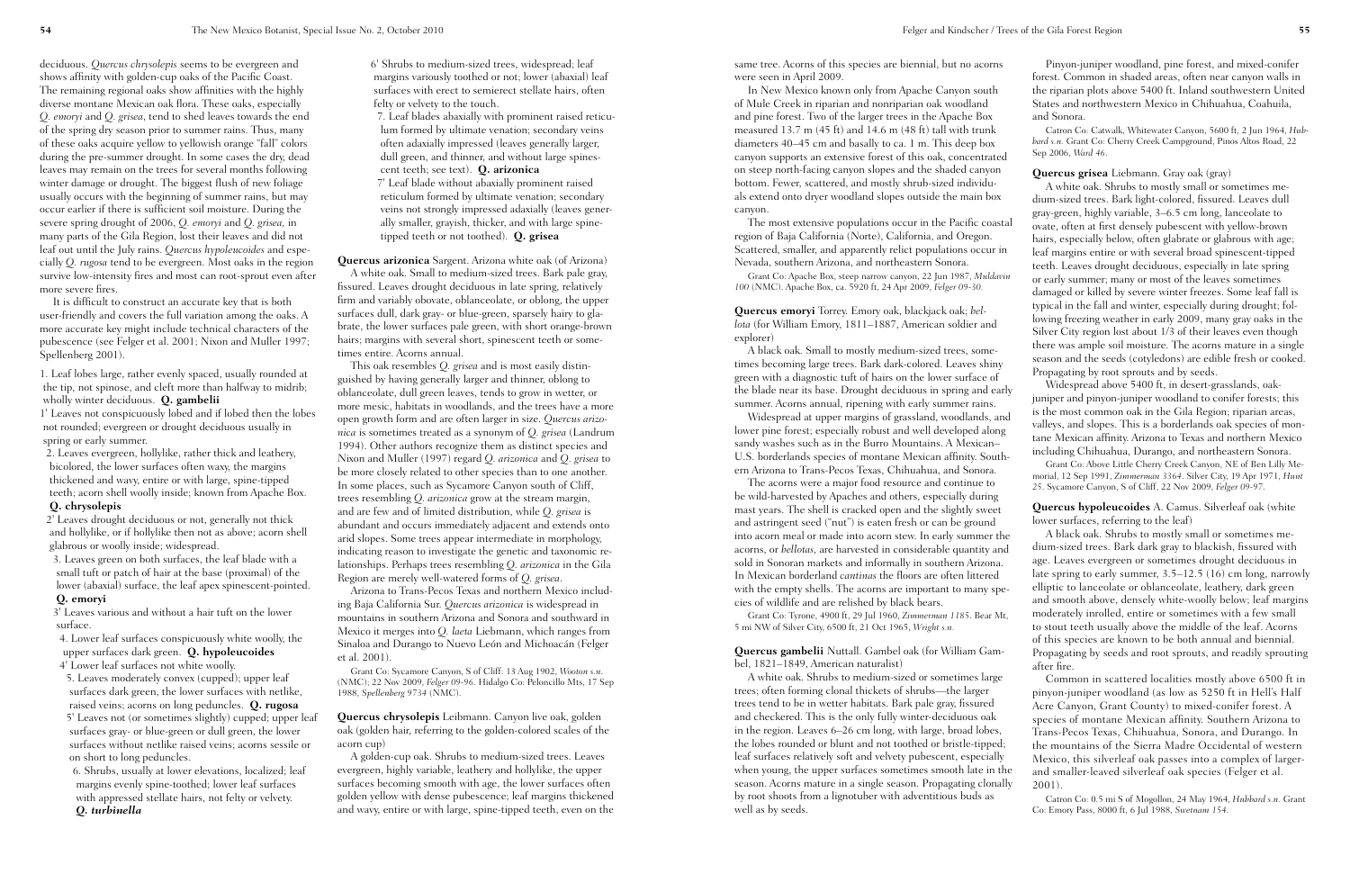deciduous. *Quercus chrysolepis* seems to be evergreen and shows affinity with golden-cup oaks of the Pacific Coast. The remaining regional oaks show affinities with the highly diverse montane Mexican oak flora. These oaks, especially *Q. emoryi* and *Q. grisea*, tend to shed leaves towards the end of the spring dry season prior to summer rains. Thus, many of these oaks acquire yellow to yellowish orange "fall" colors during the pre-summer drought. In some cases the dry, dead leaves may remain on the trees for several months following winter damage or drought. The biggest flush of new foliage usually occurs with the beginning of summer rains, but may occur earlier if there is sufficient soil moisture. During the severe spring drought of 2006, *Q. emoryi* and *Q. grisea*, in many parts of the Gila Region, lost their leaves and did not leaf out until the July rains. *Quercus hypoleucoides* and especially *Q. rugosa* tend to be evergreen. Most oaks in the region survive low-intensity fires and most can root-sprout even after more severe fires.

It is difficult to construct an accurate key that is both user-friendly and covers the full variation among the oaks. A more accurate key might include technical characters of the pubescence (see Felger et al. 2001; Nixon and Muller 1997; Spellenberg 2001).

1. Leaf lobes large, rather evenly spaced, usually rounded at the tip, not spinose, and cleft more than halfway to midrib; wholly winter deciduous. **Q. gambelii**

1' Leaves not conspicuously lobed and if lobed then the lobes not rounded; evergreen or drought deciduous usually in spring or early summer.

2. Leaves evergreen, hollylike, rather thick and leathery, bicolored, the lower surfaces often waxy, the margins thickened and wavy, entire or with large, spine-tipped teeth; acorn shell woolly inside; known from Apache Box. **Q. chrysolepis**

2' Leaves drought deciduous or not, generally not thick and hollylike, or if hollylike then not as above; acorn shell glabrous or woolly inside; widespread.

3. Leaves green on both surfaces, the leaf blade with a small tuft or patch of hair at the base (proximal) of the lower (abaxial) surface, the leaf apex spinescent-pointed. **Q. emoryi**

3' Leaves various and without a hair tuft on the lower surface.

4. Lower leaf surfaces conspicuously white woolly, the upper surfaces dark green. **Q. hypoleucoides**

4' Lower leaf surfaces not white woolly.

5. Leaves moderately convex (cupped); upper leaf surfaces dark green, the lower surfaces with netlike, raised veins; acorns on long peduncles. **Q. rugosa**

5' Leaves not (or sometimes slightly) cupped; upper leaf surfaces gray- or blue-green or dull green, the lower surfaces without netlike raised veins; acorns sessile or on short to long peduncles.

6. Shrubs, usually at lower elevations, localized; leaf margins evenly spine-toothed; lower leaf surfaces with appressed stellate hairs, not felty or velvety. ***Q. turbinella***

6' Shrubs to medium-sized trees, widespread; leaf margins variously toothed or not; lower (abaxial) leaf surfaces with erect to semierect stellate hairs, often felty or velvety to the touch.

7. Leaf blades abaxially with prominent raised reticulum formed by ultimate venation; secondary veins often adaxially impressed (leaves generally larger, dull green, and thinner, and without large spinescent teeth; see text). **Q. arizonica**

7' Leaf blade without abaxially prominent raised reticulum formed by ultimate venation; secondary veins not strongly impressed adaxially (leaves generally smaller, grayish, thicker, and with large spine-tipped teeth or not toothed). **Q. grisea**

**Quercus arizonica** Sargent. Arizona white oak (of Arizona)

A white oak. Small to medium-sized trees. Bark pale gray, fissured. Leaves drought deciduous in late spring, relatively firm and variably obovate, oblanceolate, or oblong, the upper surfaces dull, dark gray- or blue-green, sparsely hairy to glabrate, the lower surfaces pale green, with short orange-brown hairs; margins with several short, spinescent teeth or sometimes entire. Acorns annual.

This oak resembles *Q. grisea* and is most easily distinguished by having generally larger and thinner, oblong to oblanceolate, dull green leaves, tends to grow in wetter, or more mesic, habitats in woodlands, and the trees have a more open growth form and are often larger in size. *Quercus arizonica* is sometimes treated as a synonym of *Q. grisea* (Landrum 1994). Other authors recognize them as distinct species and Nixon and Muller (1997) regard *Q. arizonica* and *Q. grisea* to be more closely related to other species than to one another. In some places, such as Sycamore Canyon south of Cliff, trees resembling *Q. arizonica* grow at the stream margin, and are few and of limited distribution, while *Q. grisea* is abundant and occurs immediately adjacent and extends onto arid slopes. Some trees appear intermediate in morphology, indicating reason to investigate the genetic and taxonomic relationships. Perhaps trees resembling *Q. arizonica* in the Gila Region are merely well-watered forms of *Q. grisea*.

Arizona to Trans-Pecos Texas and northern Mexico including Baja California Sur. *Quercus arizonica* is widespread in mountains in southern Arizona and Sonora and southward in Mexico it merges into *Q. laeta* Liebmann, which ranges from Sinaloa and Durango to Nuevo León and Michoacán (Felger et al. 2001).

Grant Co: Sycamore Canyon, S of Cliff: 13 Aug 1902, *Wooton s.n.* (NMC); 22 Nov 2009, *Felger 09-96*. Hidalgo Co: Peloncillo Mts, 17 Sep 1988, *Spellenberg 9734* (NMC).

**Quercus chrysolepis** Leibmann. Canyon live oak, golden oak (golden hair, referring to the golden-colored scales of the acorn cup)

A golden-cup oak. Shrubs to medium-sized trees. Leaves evergreen, highly variable, leathery and hollylike, the upper surfaces becoming smooth with age, the lower surfaces often golden yellow with dense pubescence; leaf margins thickened and wavy, entire or with large, spine-tipped teeth, even on the same tree. Acorns of this species are biennial, but no acorns were seen in April 2009.

In New Mexico known only from Apache Canyon south of Mule Creek in riparian and nonriparian oak woodland and pine forest. Two of the larger trees in the Apache Box measured 13.7 m (45 ft) and 14.6 m (48 ft) tall with trunk diameters 40–45 cm and basally to ca. 1 m. This deep box canyon supports an extensive forest of this oak, concentrated on steep north-facing canyon slopes and the shaded canyon bottom. Fewer, scattered, and mostly shrub-sized individuals extend onto dryer woodland slopes outside the main box canyon.

The most extensive populations occur in the Pacific coastal region of Baja California (Norte), California, and Oregon. Scattered, smaller, and apparently relict populations occur in Nevada, southern Arizona, and northeastern Sonora.

Grant Co: Apache Box, steep narrow canyon, 22 Jun 1987, *Muldavin 100* (NMC). Apache Box, ca. 5920 ft, 24 Apr 2009, *Felger 09-30*.

**Quercus emoryi** Torrey. Emory oak, blackjack oak; *bellota* (for William Emory, 1811–1887, American soldier and explorer)

A black oak. Small to mostly medium-sized trees, sometimes becoming large trees. Bark dark-colored. Leaves shiny green with a diagnostic tuft of hairs on the lower surface of the blade near its base. Drought deciduous in spring and early summer. Acorns annual, ripening with early summer rains.

Widespread at upper margins of grassland, woodlands, and lower pine forest; especially robust and well developed along sandy washes such as in the Burro Mountains. A Mexican–U.S. borderlands species of montane Mexican affinity. Southern Arizona to Trans-Pecos Texas, Chihuahua, and Sonora.

The acorns were a major food resource and continue to be wild-harvested by Apaches and others, especially during mast years. The shell is cracked open and the slightly sweet and astringent seed ("nut") is eaten fresh or can be ground into acorn meal or made into acorn stew. In early summer the acorns, or *bellotas*, are harvested in considerable quantity and sold in Sonoran markets and informally in southern Arizona. In Mexican borderland *cantinas* the floors are often littered with the empty shells. The acorns are important to many species of wildlife and are relished by black bears.

Grant Co: Tyrone, 4900 ft, 29 Jul 1960, *Zimmerman 1185*. Bear Mt, 5 mi NW of Silver City, 6500 ft, 21 Oct 1965, *Wright s.n.*

**Quercus gambelii** Nuttall. Gambel oak (for William Gambel, 1821–1849, American naturalist)

A white oak. Shrubs to medium-sized or sometimes large trees; often forming clonal thickets of shrubs—the larger trees tend to be in wetter habitats. Bark pale gray, fissured and checkered. This is the only fully winter-deciduous oak in the region. Leaves 6–26 cm long, with large, broad lobes, the lobes rounded or blunt and not toothed or bristle-tipped; leaf surfaces relatively soft and velvety pubescent, especially when young, the upper surfaces sometimes smooth late in the season. Acorns mature in a single season. Propagating clonally by root shoots from a lignotuber with adventitious buds as well as by seeds.

Pinyon-juniper woodland, pine forest, and mixed-conifer forest. Common in shaded areas, often near canyon walls in the riparian plots above 5400 ft. Inland southwestern United States and northwestern Mexico in Chihuahua, Coahuila, and Sonora.

Catron Co: Catwalk, Whitewater Canyon, 5600 ft, 2 Jun 1964, *Hubbard s.n.* Grant Co: Cherry Creek Campground, Pinos Altos Road, 22 Sep 2006, *Ward 46*.

**Quercus grisea** Liebmann. Gray oak (gray)

A white oak. Shrubs to mostly small or sometimes medium-sized trees. Bark light-colored, fissured. Leaves dull gray-green, highly variable, 3–6.5 cm long, lanceolate to ovate, often at first densely pubescent with yellow-brown hairs, especially below, often glabrate or glabrous with age; leaf margins entire or with several broad spinescent-tipped teeth. Leaves drought deciduous, especially in late spring or early summer; many or most of the leaves sometimes damaged or killed by severe winter freezes. Some leaf fall is typical in the fall and winter, especially during drought; following freezing weather in early 2009, many gray oaks in the Silver City region lost about 1/3 of their leaves even though there was ample soil moisture. The acorns mature in a single season and the seeds (cotyledons) are edible fresh or cooked. Propagating by root sprouts and by seeds.

Widespread above 5400 ft, in desert-grasslands, oak-juniper and pinyon-juniper woodland to conifer forests; this is the most common oak in the Gila Region; riparian areas, valleys, and slopes. This is a borderlands oak species of montane Mexican affinity. Arizona to Texas and northern Mexico including Chihuahua, Durango, and northeastern Sonora.

Grant Co: Above Little Cherry Creek Canyon, NE of Ben Lilly Memorial, 12 Sep 1991, *Zimmerman 3364*. Silver City, 19 Apr 1971, *Hunt 25*. Sycamore Canyon, S of Cliff, 22 Nov 2009, *Felger 09-97*.

**Quercus hypoleucoides** A. Camus. Silverleaf oak (white lower surfaces, referring to the leaf)

A black oak. Shrubs to mostly small or sometimes medium-sized trees. Bark dark gray to blackish, fissured with age. Leaves evergreen or sometimes drought deciduous in late spring to early summer, 3.5–12.5 (16) cm long, narrowly elliptic to lanceolate or oblanceolate, leathery, dark green and smooth above, densely white-woolly below; leaf margins moderately inrolled, entire or sometimes with a few small to stout teeth usually above the middle of the leaf. Acorns of this species are known to be both annual and biennial. Propagating by seeds and root sprouts, and readily sprouting after fire.

Common in scattered localities mostly above 6500 ft in pinyon-juniper woodland (as low as 5250 ft in Hell's Half Acre Canyon, Grant County) to mixed-conifer forest. A species of montane Mexican affinity. Southern Arizona to Trans-Pecos Texas, Chihuahua, Sonora, and Durango. In the mountains of the Sierra Madre Occidental of western Mexico, this silverleaf oak passes into a complex of larger- and smaller-leaved silverleaf oak species (Felger et al. 2001).

Catron Co: 0.5 mi S of Mogollon, 24 May 1964, *Hubbard s.n.* Grant Co: Emory Pass, 8000 ft, 6 Jul 1988, *Swetnam 154*.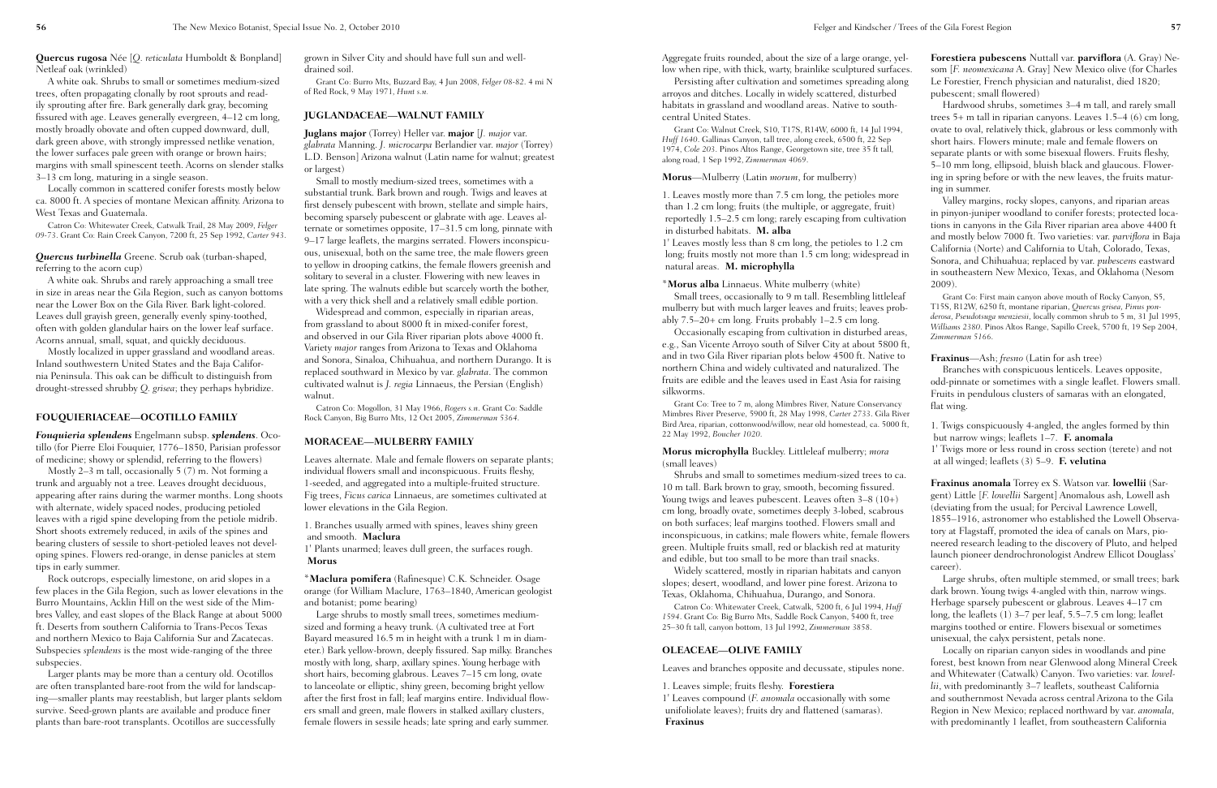**Quercus rugosa** Née [*Q. reticulata* Humboldt & Bonpland] Netleaf oak (wrinkled)

A white oak. Shrubs to small or sometimes medium-sized trees, often propagating clonally by root sprouts and readily sprouting after fire. Bark generally dark gray, becoming fissured with age. Leaves generally evergreen, 4–12 cm long, mostly broadly obovate and often cupped downward, dull, dark green above, with strongly impressed netlike venation, the lower surfaces pale green with orange or brown hairs; margins with small spinescent teeth. Acorns on slender stalks 3–13 cm long, maturing in a single season.

Locally common in scattered conifer forests mostly below ca. 8000 ft. A species of montane Mexican affinity. Arizona to West Texas and Guatemala.

Catron Co: Whitewater Creek, Catwalk Trail, 28 May 2009, *Felger 09-73*. Grant Co: Rain Creek Canyon, 7200 ft, 25 Sep 1992, *Carter 943*.

***Quercus turbinella*** Greene. Scrub oak (turban-shaped, referring to the acorn cup)

A white oak. Shrubs and rarely approaching a small tree in size in areas near the Gila Region, such as canyon bottoms near the Lower Box on the Gila River. Bark light-colored. Leaves dull grayish green, generally evenly spiny-toothed, often with golden glandular hairs on the lower leaf surface. Acorns annual, small, squat, and quickly deciduous.

Mostly localized in upper grassland and woodland areas. Inland southwestern United States and the Baja California Peninsula. This oak can be difficult to distinguish from drought-stressed shrubby *Q. grisea*; they perhaps hybridize.

## FOUQUIERIACEAE—OCOTILLO FAMILY

***Fouquieria splendens*** Engelmann subsp. ***splendens***. Ocotillo (for Pierre Eloi Fouquier, 1776–1850, Parisian professor of medicine; showy or splendid, referring to the flowers)

Mostly 2–3 m tall, occasionally 5 (7) m. Not forming a trunk and arguably not a tree. Leaves drought deciduous, appearing after rains during the warmer months. Long shoots with alternate, widely spaced nodes, producing petioled leaves with a rigid spine developing from the petiole midrib. Short shoots extremely reduced, in axils of the spines and bearing clusters of sessile to short-petioled leaves not developing spines. Flowers red-orange, in dense panicles at stem tips in early summer.

Rock outcrops, especially limestone, on arid slopes in a few places in the Gila Region, such as lower elevations in the Burro Mountains, Acklin Hill on the west side of the Mimbres Valley, and east slopes of the Black Range at about 5000 ft. Deserts from southern California to Trans-Pecos Texas and northern Mexico to Baja California Sur and Zacatecas. Subspecies *splendens* is the most wide-ranging of the three subspecies.

Larger plants may be more than a century old. Ocotillos are often transplanted bare-root from the wild for landscaping—smaller plants may reestablish, but larger plants seldom survive. Seed-grown plants are available and produce finer plants than bare-root transplants. Ocotillos are successfully grown in Silver City and should have full sun and well-drained soil.

Grant Co: Burro Mts, Buzzard Bay, 4 Jun 2008, *Felger 08-82*. 4 mi N of Red Rock, 9 May 1971, *Hunt s.n.*

## JUGLANDACEAE—WALNUT FAMILY

**Juglans major** (Torrey) Heller var. **major** [*J. major* var. *glabrata* Manning. *J. microcarpa* Berlandier var. *major* (Torrey) L.D. Benson] Arizona walnut (Latin name for walnut; greatest or largest)

Small to mostly medium-sized trees, sometimes with a substantial trunk. Bark brown and rough. Twigs and leaves at first densely pubescent with brown, stellate and simple hairs, becoming sparsely pubescent or glabrate with age. Leaves alternate or sometimes opposite, 17–31.5 cm long, pinnate with 9–17 large leaflets, the margins serrated. Flowers inconspicuous, unisexual, both on the same tree, the male flowers green to yellow in drooping catkins, the female flowers greenish and solitary to several in a cluster. Flowering with new leaves in late spring. The walnuts edible but scarcely worth the bother, with a very thick shell and a relatively small edible portion.

Widespread and common, especially in riparian areas, from grassland to about 8000 ft in mixed-conifer forest, and observed in our Gila River riparian plots above 4000 ft. Variety *major* ranges from Arizona to Texas and Oklahoma and Sonora, Sinaloa, Chihuahua, and northern Durango. It is replaced southward in Mexico by var. *glabrata*. The common cultivated walnut is *J. regia* Linnaeus, the Persian (English) walnut.

Catron Co: Mogollon, 31 May 1966, *Rogers s.n.* Grant Co: Saddle Rock Canyon, Big Burro Mts, 12 Oct 2005, *Zimmerman 5364*.

## MORACEAE—MULBERRY FAMILY

Leaves alternate. Male and female flowers on separate plants; individual flowers small and inconspicuous. Fruits fleshy, 1-seeded, and aggregated into a multiple-fruited structure. Fig trees, *Ficus carica* Linnaeus, are sometimes cultivated at lower elevations in the Gila Region.

1. Branches usually armed with spines, leaves shiny green and smooth. **Maclura**
1' Plants unarmed; leaves dull green, the surfaces rough. **Morus**

\***Maclura pomifera** (Rafinesque) C.K. Schneider. Osage orange (for William Maclure, 1763–1840, American geologist and botanist; pome bearing)

Large shrubs to mostly small trees, sometimes medium-sized and forming a heavy trunk. (A cultivated tree at Fort Bayard measured 16.5 m in height with a trunk 1 m in diameter.) Bark yellow-brown, deeply fissured. Sap milky. Branches mostly with long, sharp, axillary spines. Young herbage with short hairs, becoming glabrous. Leaves 7–15 cm long, ovate to lanceolate or elliptic, shiny green, becoming bright yellow after the first frost in fall; leaf margins entire. Individual flowers small and green, male flowers in stalked axillary clusters, female flowers in sessile heads; late spring and early summer.

Aggregate fruits rounded, about the size of a large orange, yellow when ripe, with thick, warty, brainlike sculptured surfaces.

Persisting after cultivation and sometimes spreading along arroyos and ditches. Locally in widely scattered, disturbed habitats in grassland and woodland areas. Native to south-central United States.

Grant Co: Walnut Creek, S10, T17S, R14W, 6000 ft, 14 Jul 1994, *Huff 1640*. Gallinas Canyon, tall tree, along creek, 6500 ft, 22 Sep 1974, *Cole 203*. Pinos Altos Range, Georgetown site, tree 35 ft tall, along road, 1 Sep 1992, *Zimmerman 4069*.

**Morus**—Mulberry (Latin *morum*, for mulberry)

1. Leaves mostly more than 7.5 cm long, the petioles more than 1.2 cm long; fruits (the multiple, or aggregate, fruit) reportedly 1.5–2.5 cm long; rarely escaping from cultivation in disturbed habitats. **M. alba**
1' Leaves mostly less than 8 cm long, the petioles to 1.2 cm long; fruits mostly not more than 1.5 cm long; widespread in natural areas. **M. microphylla**

\***Morus alba** Linnaeus. White mulberry (white)

Small trees, occasionally to 9 m tall. Resembling littleleaf mulberry but with much larger leaves and fruits; leaves probably 7.5–20+ cm long. Fruits probably 1–2.5 cm long.

Occasionally escaping from cultivation in disturbed areas, e.g., San Vicente Arroyo south of Silver City at about 5800 ft, and in two Gila River riparian plots below 4500 ft. Native to northern China and widely cultivated and naturalized. The fruits are edible and the leaves used in East Asia for raising silkworms.

Grant Co: Tree to 7 m, along Mimbres River, Nature Conservancy Mimbres River Preserve, 5900 ft, 28 May 1998, *Carter 2733*. Gila River Bird Area, riparian, cottonwood/willow, near old homestead, ca. 5000 ft, 22 May 1992, *Boucher 1020*.

**Morus microphylla** Buckley. Littleleaf mulberry; *mora* (small leaves)

Shrubs and small to sometimes medium-sized trees to ca. 10 m tall. Bark brown to gray, smooth, becoming fissured. Young twigs and leaves pubescent. Leaves often 3–8 (10+) cm long, broadly ovate, sometimes deeply 3-lobed, scabrous on both surfaces; leaf margins toothed. Flowers small and inconspicuous, in catkins; male flowers white, female flowers green. Multiple fruits small, red or blackish red at maturity and edible, but too small to be more than trail snacks.

Widely scattered, mostly in riparian habitats and canyon slopes; desert, woodland, and lower pine forest. Arizona to Texas, Oklahoma, Chihuahua, Durango, and Sonora.

Catron Co: Whitewater Creek, Catwalk, 5200 ft, 6 Jul 1994, *Huff 1594*. Grant Co: Big Burro Mts, Saddle Rock Canyon, 5400 ft, tree 25–30 ft tall, canyon bottom, 13 Jul 1992, *Zimmerman 3858*.

## OLEACEAE—OLIVE FAMILY

Leaves and branches opposite and decussate, stipules none.

1. Leaves simple; fruits fleshy. **Forestiera**
1' Leaves compound (*F. anomala* occasionally with some unifoliolate leaves); fruits dry and flattened (samaras). **Fraxinus**

**Forestiera pubescens** Nuttall var. **parviflora** (A. Gray) Nesom [*F. neomexicana* A. Gray] New Mexico olive (for Charles Le Forestier, French physician and naturalist, died 1820; pubescent; small flowered)

Hardwood shrubs, sometimes 3–4 m tall, and rarely small trees 5+ m tall in riparian canyons. Leaves 1.5–4 (6) cm long, ovate to oval, relatively thick, glabrous or less commonly with short hairs. Flowers minute; male and female flowers on separate plants or with some bisexual flowers. Fruits fleshy, 5–10 mm long, ellipsoid, bluish black and glaucous. Flowering in spring before or with the new leaves, the fruits maturing in summer.

Valley margins, rocky slopes, canyons, and riparian areas in pinyon-juniper woodland to conifer forests; protected locations in canyons in the Gila River riparian area above 4400 ft and mostly below 7000 ft. Two varieties: var. *parviflora* in Baja California (Norte) and California to Utah, Colorado, Texas, Sonora, and Chihuahua; replaced by var. *pubescens* eastward in southeastern New Mexico, Texas, and Oklahoma (Nesom 2009).

Grant Co: First main canyon above mouth of Rocky Canyon, S5, T15S, R12W, 6250 ft, montane riparian, *Quercus grisea*, *Pinus ponderosa*, *Pseudotsuga menziesii*, locally common shrub to 5 m, 31 Jul 1995, *Williams 2380*. Pinos Altos Range, Sapillo Creek, 5700 ft, 19 Sep 2004, *Zimmerman 5166*.

**Fraxinus**—Ash; *fresno* (Latin for ash tree)

Branches with conspicuous lenticels. Leaves opposite, odd-pinnate or sometimes with a single leaflet. Flowers small. Fruits in pendulous clusters of samaras with an elongated, flat wing.

1. Twigs conspicuously 4-angled, the angles formed by thin but narrow wings; leaflets 1–7. **F. anomala**
1' Twigs more or less round in cross section (terete) and not at all winged; leaflets (3) 5–9. **F. velutina**

**Fraxinus anomala** Torrey ex S. Watson var. **lowellii** (Sargent) Little [*F. lowellii* Sargent] Anomalous ash, Lowell ash (deviating from the usual; for Percival Lawrence Lowell, 1855–1916, astronomer who established the Lowell Observatory at Flagstaff, promoted the idea of canals on Mars, pioneered research leading to the discovery of Pluto, and helped launch pioneer dendrochronologist Andrew Ellicot Douglass' career).

Large shrubs, often multiple stemmed, or small trees; bark dark brown. Young twigs 4-angled with thin, narrow wings. Herbage sparsely pubescent or glabrous. Leaves 4–17 cm long, the leaflets (1) 3–7 per leaf, 5.5–7.5 cm long; leaflet margins toothed or entire. Flowers bisexual or sometimes unisexual, the calyx persistent, petals none.

Locally on riparian canyon sides in woodlands and pine forest, best known from near Glenwood along Mineral Creek and Whitewater (Catwalk) Canyon. Two varieties: var. *lowellii*, with predominantly 3–7 leaflets, southeast California and southernmost Nevada across central Arizona to the Gila Region in New Mexico; replaced northward by var. *anomala*, with predominantly 1 leaflet, from southeastern California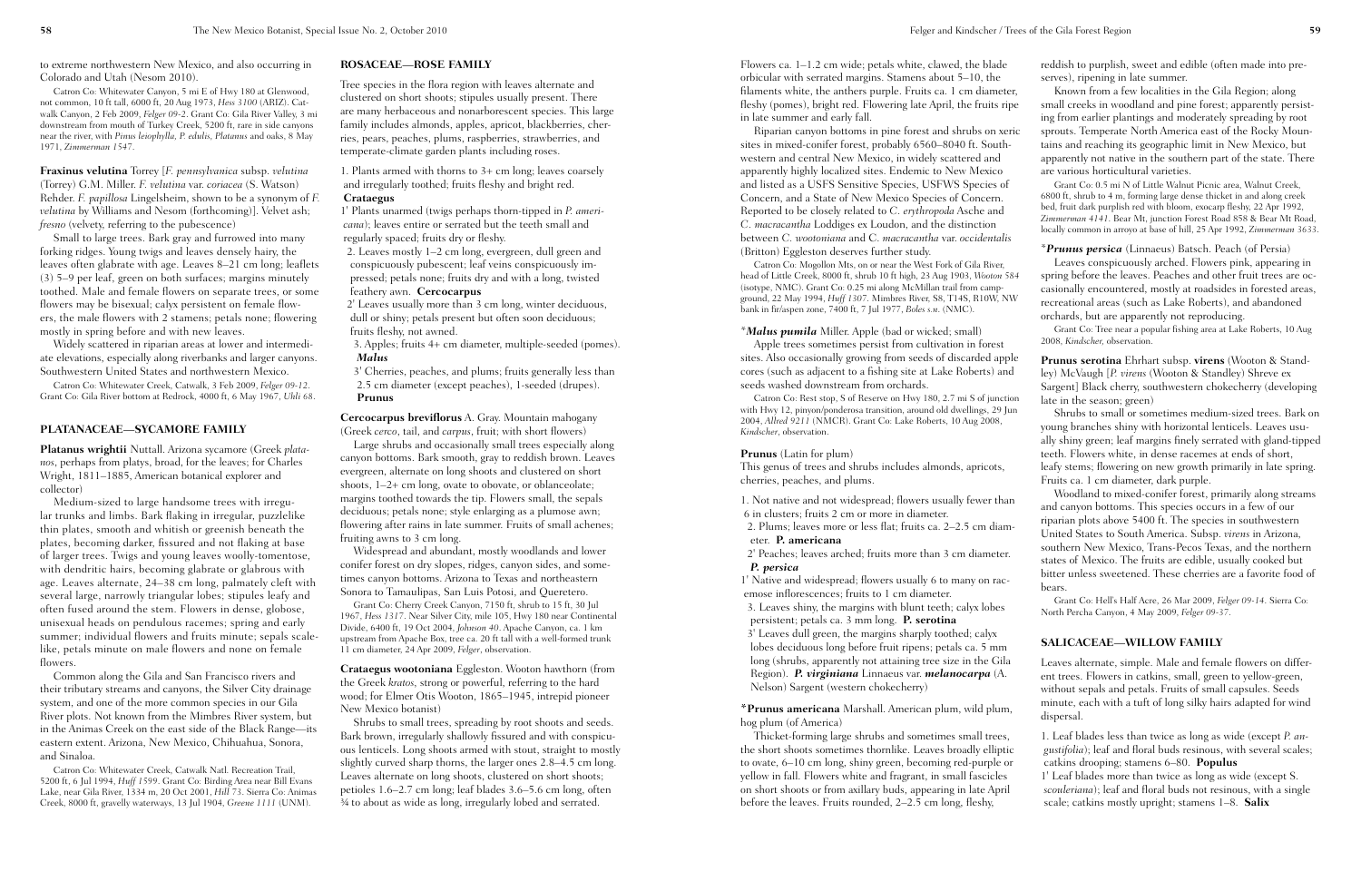to extreme northwestern New Mexico, and also occurring in Colorado and Utah (Nesom 2010).

Catron Co: Whitewater Canyon, 5 mi E of Hwy 180 at Glenwood, not common, 10 ft tall, 6000 ft, 20 Aug 1973, *Hess 3100* (ARIZ). Catwalk Canyon, 2 Feb 2009, *Felger 09-2*. Grant Co: Gila River Valley, 3 mi downstream from mouth of Turkey Creek, 5200 ft, rare in side canyons near the river, with *Pinus leiophylla, P. edulis, Platanus* and oaks, 8 May 1971, *Zimmerman 1547*.

**Fraxinus velutina** Torrey [*F. pennsylvanica* subsp. *velutina* (Torrey) G.M. Miller. *F. velutina* var. *coriacea* (S. Watson) Rehder. *F. papillosa* Lingelsheim, shown to be a synonym of *F. velutina* by Williams and Nesom (forthcoming)]. Velvet ash; *fresno* (velvety, referring to the pubescence)

Small to large trees. Bark gray and furrowed into many forking ridges. Young twigs and leaves densely hairy, the leaves often glabrate with age. Leaves 8–21 cm long; leaflets (3) 5–9 per leaf, green on both surfaces; margins minutely toothed. Male and female flowers on separate trees, or some flowers may be bisexual; calyx persistent on female flowers, the male flowers with 2 stamens; petals none; flowering mostly in spring before and with new leaves.

Widely scattered in riparian areas at lower and intermediate elevations, especially along riverbanks and larger canyons. Southwestern United States and northwestern Mexico.

Catron Co: Whitewater Creek, Catwalk, 3 Feb 2009, *Felger 09-12*. Grant Co: Gila River bottom at Redrock, 4000 ft, 6 May 1967, *Uhli 68*.

## PLATANACEAE—SYCAMORE FAMILY

**Platanus wrightii** Nuttall. Arizona sycamore (Greek *platanos*, perhaps from platys, broad, for the leaves; for Charles Wright, 1811–1885, American botanical explorer and collector)

Medium-sized to large handsome trees with irregular trunks and limbs. Bark flaking in irregular, puzzlelike thin plates, smooth and whitish or greenish beneath the plates, becoming darker, fissured and not flaking at base of larger trees. Twigs and young leaves woolly-tomentose, with dendritic hairs, becoming glabrate or glabrous with age. Leaves alternate, 24–38 cm long, palmately cleft with several large, narrowly triangular lobes; stipules leafy and often fused around the stem. Flowers in dense, globose, unisexual heads on pendulous racemes; spring and early summer; individual flowers and fruits minute; sepals scale-like, petals minute on male flowers and none on female flowers.

Common along the Gila and San Francisco rivers and their tributary streams and canyons, the Silver City drainage system, and one of the more common species in our Gila River plots. Not known from the Mimbres River system, but in the Animas Creek on the east side of the Black Range—its eastern extent. Arizona, New Mexico, Chihuahua, Sonora, and Sinaloa.

Catron Co: Whitewater Creek, Catwalk Natl. Recreation Trail, 5200 ft, 6 Jul 1994, *Huff 1599*. Grant Co: Birding Area near Bill Evans Lake, near Gila River, 1334 m, 20 Oct 2001, *Hill 73*. Sierra Co: Animas Creek, 8000 ft, gravelly waterways, 13 Jul 1904, *Greene 1111* (UNM).

## ROSACEAE—ROSE FAMILY

Tree species in the flora region with leaves alternate and clustered on short shoots; stipules usually present. There are many herbaceous and nonarborescent species. This large family includes almonds, apples, apricot, blackberries, cherries, pears, peaches, plums, raspberries, strawberries, and temperate-climate garden plants including roses.

1. Plants armed with thorns to 3+ cm long; leaves coarsely and irregularly toothed; fruits fleshy and bright red. **Crataegus**

1' Plants unarmed (twigs perhaps thorn-tipped in *P. americana*); leaves entire or serrated but the teeth small and regularly spaced; fruits dry or fleshy.

2. Leaves mostly 1–2 cm long, evergreen, dull green and conspicuously pubescent; leaf veins conspicuously impressed; petals none; fruits dry and with a long, twisted feathery awn. **Cercocarpus**

2' Leaves usually more than 3 cm long, winter deciduous, dull or shiny; petals present but often soon deciduous; fruits fleshy, not awned.

3. Apples; fruits 4+ cm diameter, multiple-seeded (pomes). ***Malus***

3' Cherries, peaches, and plums; fruits generally less than 2.5 cm diameter (except peaches), 1-seeded (drupes). **Prunus**

**Cercocarpus breviflorus** A. Gray. Mountain mahogany (Greek *cerco*, tail, and *carpus*, fruit; with short flowers)

Large shrubs and occasionally small trees especially along canyon bottoms. Bark smooth, gray to reddish brown. Leaves evergreen, alternate on long shoots and clustered on short shoots, 1–2+ cm long, ovate to obovate, or oblanceolate; margins toothed towards the tip. Flowers small, the sepals deciduous; petals none; style enlarging as a plumose awn; flowering after rains in late summer. Fruits of small achenes; fruiting awns to 3 cm long.

Widespread and abundant, mostly woodlands and lower conifer forest on dry slopes, ridges, canyon sides, and sometimes canyon bottoms. Arizona to Texas and northeastern Sonora to Tamaulipas, San Luis Potosi, and Queretero.

Grant Co: Cherry Creek Canyon, 7150 ft, shrub to 15 ft, 30 Jul 1967, *Hess 1317*. Near Silver City, mile 105, Hwy 180 near Continental Divide, 6400 ft, 19 Oct 2004, *Johnson 40*. Apache Canyon, ca. 1 km upstream from Apache Box, tree ca. 20 ft tall with a well-formed trunk 11 cm diameter, 24 Apr 2009, *Felger*, observation.

**Crataegus wootoniana** Eggleston. Wooton hawthorn (from the Greek *kratos*, strong or powerful, referring to the hard wood; for Elmer Otis Wooton, 1865–1945, intrepid pioneer New Mexico botanist)

Shrubs to small trees, spreading by root shoots and seeds. Bark brown, irregularly shallowly fissured and with conspicuous lenticels. Long shoots armed with stout, straight to mostly slightly curved sharp thorns, the larger ones 2.8–4.5 cm long. Leaves alternate on long shoots, clustered on short shoots; petioles 1.6–2.7 cm long; leaf blades 3.6–5.6 cm long, often ¾ to about as wide as long, irregularly lobed and serrated. Flowers ca. 1–1.2 cm wide; petals white, clawed, the blade orbicular with serrated margins. Stamens about 5–10, the filaments white, the anthers purple. Fruits ca. 1 cm diameter, fleshy (pomes), bright red. Flowering late April, the fruits ripe in late summer and early fall.

Riparian canyon bottoms in pine forest and shrubs on xeric sites in mixed-conifer forest, probably 6560–8040 ft. Southwestern and central New Mexico, in widely scattered and apparently highly localized sites. Endemic to New Mexico and listed as a USFS Sensitive Species, USFWS Species of Concern, and a State of New Mexico Species of Concern. Reported to be closely related to *C. erythropoda* Asche and *C. macracantha* Loddiges ex Loudon, and the distinction between *C. wootoniana* and *C. macracantha* var. *occidentalis* (Britton) Eggleston deserves further study.

Catron Co: Mogollon Mts, on or near the West Fork of Gila River, head of Little Creek, 8000 ft, shrub 10 ft high, 23 Aug 1903, *Wooton 584* (isotype, NMC). Grant Co: 0.25 mi along McMillan trail from campground, 22 May 1994, *Huff 1307*. Mimbres River, S8, T14S, R10W, NW bank in fir/aspen zone, 7400 ft, 7 Jul 1977, *Boles s.n.* (NMC).

*\*Malus pumila* Miller. Apple (bad or wicked; small)

Apple trees sometimes persist from cultivation in forest sites. Also occasionally growing from seeds of discarded apple cores (such as adjacent to a fishing site at Lake Roberts) and seeds washed downstream from orchards.

Catron Co: Rest stop, S of Reserve on Hwy 180, 2.7 mi S of junction with Hwy 12, pinyon/ponderosa transition, around old dwellings, 29 Jun 2004, *Allred 9211* (NMCR). Grant Co: Lake Roberts, 10 Aug 2008, *Kindscher*, observation.

**Prunus** (Latin for plum)

This genus of trees and shrubs includes almonds, apricots, cherries, peaches, and plums.

1. Not native and not widespread; flowers usually fewer than 6 in clusters; fruits 2 cm or more in diameter.

2. Plums; leaves more or less flat; fruits ca. 2–2.5 cm diameter. **P. americana**

2' Peaches; leaves arched; fruits more than 3 cm diameter. ***P. persica***

1' Native and widespread; flowers usually 6 to many on raceme inflorescences; fruits to 1 cm diameter.

3. Leaves shiny, the margins with blunt teeth; calyx lobes persistent; petals ca. 3 mm long. **P. serotina**

3' Leaves dull green, the margins sharply toothed; calyx lobes deciduous long before fruit ripens; petals ca. 5 mm long (shrubs, apparently not attaining tree size in the Gila Region). ***P. virginiana*** Linnaeus var. ***melanocarpa*** (A. Nelson) Sargent (western chokecherry)

**\*Prunus americana** Marshall. American plum, wild plum, hog plum (of America)

Thicket-forming large shrubs and sometimes small trees, the short shoots sometimes thornlike. Leaves broadly elliptic to ovate, 6–10 cm long, shiny green, becoming red-purple or yellow in fall. Flowers white and fragrant, in small fascicles on short shoots or from axillary buds, appearing in late April before the leaves. Fruits rounded, 2–2.5 cm long, fleshy, reddish to purplish, sweet and edible (often made into preserves), ripening in late summer.

Known from a few localities in the Gila Region; along small creeks in woodland and pine forest; apparently persisting from earlier plantings and moderately spreading by root sprouts. Temperate North America east of the Rocky Mountains and reaching its geographic limit in New Mexico, but apparently not native in the southern part of the state. There are various horticultural varieties.

Grant Co: 0.5 mi N of Little Walnut Picnic area, Walnut Creek, 6800 ft, shrub to 4 m, forming large dense thicket in and along creek bed, fruit dark purplish red with bloom, exocarp fleshy, 22 Apr 1992, *Zimmerman 4141*. Bear Mt, junction Forest Road 858 & Bear Mt Road, locally common in arroyo at base of hill, 25 Apr 1992, *Zimmerman 3633*.

*\*Prunus persica* (Linnaeus) Batsch. Peach (of Persia)

Leaves conspicuously arched. Flowers pink, appearing in spring before the leaves. Peaches and other fruit trees are occasionally encountered, mostly at roadsides in forested areas, recreational areas (such as Lake Roberts), and abandoned orchards, but are apparently not reproducing.

Grant Co: Tree near a popular fishing area at Lake Roberts, 10 Aug 2008, *Kindscher*, observation.

**Prunus serotina** Ehrhart subsp. **virens** (Wooton & Standley) McVaugh [*P. virens* (Wooton & Standley) Shreve ex Sargent] Black cherry, southwestern chokecherry (developing late in the season; green)

Shrubs to small or sometimes medium-sized trees. Bark on young branches shiny with horizontal lenticels. Leaves usually shiny green; leaf margins finely serrated with gland-tipped teeth. Flowers white, in dense racemes at ends of short, leafy stems; flowering on new growth primarily in late spring. Fruits ca. 1 cm diameter, dark purple.

Woodland to mixed-conifer forest, primarily along streams and canyon bottoms. This species occurs in a few of our riparian plots above 5400 ft. The species in southwestern United States to South America. Subsp. *virens* in Arizona, southern New Mexico, Trans-Pecos Texas, and the northern states of Mexico. The fruits are edible, usually cooked but bitter unless sweetened. These cherries are a favorite food of bears.

Grant Co: Hell's Half Acre, 26 Mar 2009, *Felger 09-14*. Sierra Co: North Percha Canyon, 4 May 2009, *Felger 09-37*.

## SALICACEAE—WILLOW FAMILY

Leaves alternate, simple. Male and female flowers on different trees. Flowers in catkins, small, green to yellow-green, without sepals and petals. Fruits of small capsules. Seeds minute, each with a tuft of long silky hairs adapted for wind dispersal.

1. Leaf blades less than twice as long as wide (except *P. angustifolia*); leaf and floral buds resinous, with several scales; catkins drooping; stamens 6–80. **Populus**

1' Leaf blades more than twice as long as wide (except *S. scouleriana*); leaf and floral buds not resinous, with a single scale; catkins mostly upright; stamens 1–8. **Salix**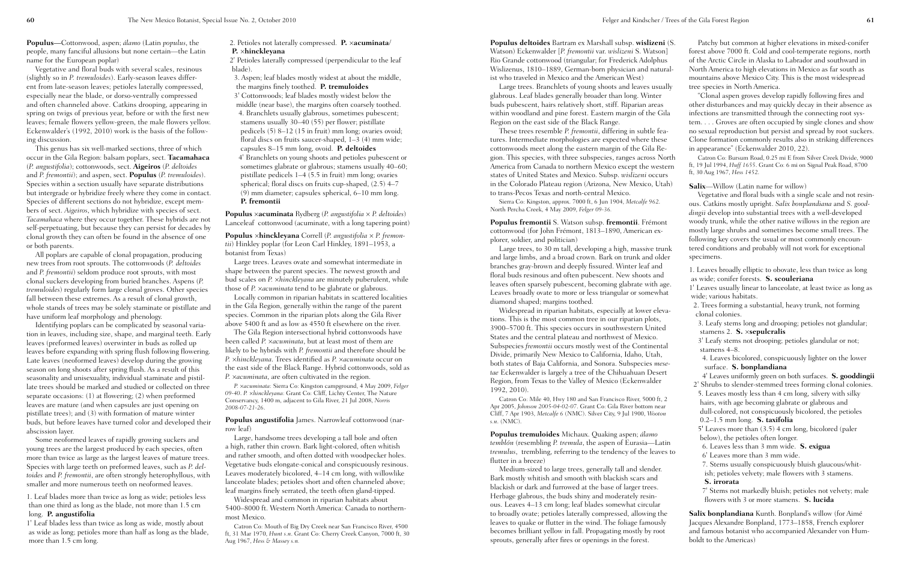**Populus**—Cottonwood, aspen; *álamo* (Latin *populus*, the people, many fanciful allusions but none certain—the Latin name for the European poplar)

Vegetative and floral buds with several scales, resinous (slightly so in *P. tremuloides*). Early-season leaves different from late-season leaves; petioles laterally compressed, especially near the blade, or dorso-ventrally compressed and often channeled above. Catkins drooping, appearing in spring on twigs of previous year, before or with the first new leaves; female flowers yellow-green, the male flowers yellow. Eckenwalder's (1992, 2010) work is the basis of the following discussion.

This genus has six well-marked sections, three of which occur in the Gila Region: balsam poplars, sect. **Tacamahaca** (*P. angustifolia*); cottonwoods, sect. **Aigeiros** (*P. deltoides* and *P. fremontii*); and aspen, sect. **Populus** (*P. tremuloides*). Species within a section usually have separate distributions but intergrade or hybridize freely where they come in contact. Species of different sections do not hybridize, except members of sect. *Aigeiros*, which hybridize with species of sect. *Tacamahaca* where they occur together. These hybrids are not self-perpetuating, but because they can persist for decades by clonal growth they can often be found in the absence of one or both parents.

All poplars are capable of clonal propagation, producing new trees from root sprouts. The cottonwoods (*P. deltoides* and *P. fremontii*) seldom produce root sprouts, with most clonal suckers developing from buried branches. Aspens (*P. tremuloides*) regularly form large clonal groves. Other species fall between these extremes. As a result of clonal growth, whole stands of trees may be solely staminate or pistillate and have uniform leaf morphology and phenology.

Identifying poplars can be complicated by seasonal variation in leaves, including size, shape, and marginal teeth. Early leaves (preformed leaves) overwinter in buds as rolled up leaves before expanding with spring flush following flowering. Late leaves (neoformed leaves) develop during the growing season on long shoots after spring flush. As a result of this seasonality and unisexuality, individual staminate and pistillate trees should be marked and studied or collected on three separate occasions: (1) at flowering; (2) when preformed leaves are mature (and when capsules are just opening on pistillate trees); and (3) with formation of mature winter buds, but before leaves have turned color and developed their abscission layer.

Some neoformed leaves of rapidly growing suckers and young trees are the largest produced by each species, often more than twice as large as the largest leaves of mature trees. Species with large teeth on preformed leaves, such as *P. deltoides* and *P. fremontii*, are often strongly heterophyllous, with smaller and more numerous teeth on neoformed leaves.

1. Leaf blades more than twice as long as wide; petioles less than one third as long as the blade, not more than 1.5 cm long. **P. angustifolia**

1' Leaf blades less than twice as long as wide, mostly about as wide as long; petioles more than half as long as the blade, more than 1.5 cm long.

2. Petioles not laterally compressed. **P. ×acuminata/P. ×hinckleyana**

2' Petioles laterally compressed (perpendicular to the leaf blade).

3. Aspen; leaf blades mostly widest at about the middle, the margins finely toothed. **P. tremuloides**

3' Cottonwoods; leaf blades mostly widest below the middle (near base), the margins often coarsely toothed.

4. Branchlets usually glabrous, sometimes pubescent; stamens usually 30–40 (55) per flower; pistillate pedicels (5) 8–12 (15 in fruit) mm long; ovaries ovoid; floral discs on fruits saucer-shaped, 1–3 (4) mm wide; capsules 8–15 mm long, ovoid. **P. deltoides**

4' Branchlets on young shoots and petioles pubescent or sometimes glabrate or glabrous; stamens usually 40–60; pistillate pedicels 1–4 (5.5 in fruit) mm long; ovaries spherical; floral discs on fruits cup-shaped, (2.5) 4–7 (9) mm diameter; capsules spherical, 6–10 mm long. **P. fremontii**

**Populus ×acuminata** Rydberg (*P. angustifolia* × *P. deltoides*) Lanceleaf cottonwood (acuminate, with a long tapering point)

**Populus ×hinckleyana** Correll (*P. angustifolia* × *P. fremontii*) Hinkley poplar (for Leon Carl Hinkley, 1891–1953, a botanist from Texas)

Large trees. Leaves ovate and somewhat intermediate in shape between the parent species. The newest growth and bud scales on *P. ×hinckleyana* are minutely puberulent, while those of *P. ×acuminata* tend to be glabrate or glabrous.

Locally common in riparian habitats in scattered localities in the Gila Region, generally within the range of the parent species. Common in the riparian plots along the Gila River above 5400 ft and as low as 4550 ft elsewhere on the river.

The Gila Region intersectional hybrid cottonwoods have been called *P. ×acuminata*, but at least most of them are likely to be hybrids with *P. fremontii* and therefore should be *P. ×hinckleyana*. Trees identified as *P. ×acuminata* occur on the east side of the Black Range. Hybrid cottonwoods, sold as *P. ×acuminata*, are often cultivated in the region.

*P. ×acuminata*: Sierra Co: Kingston campground, 4 May 2009, *Felger 09-40*. *P. ×hinckleyana*: Grant Co: Cliff, Lichty Center, The Nature Conservancy, 1400 m, adjacent to Gila River, 21 Jul 2008, *Norris 2008-07-21-26*.

**Populus angustifolia** James. Narrowleaf cottonwood (narrow leaf)

Large, handsome trees developing a tall bole and often a high, rather thin crown. Bark light-colored, often whitish and rather smooth, and often dotted with woodpecker holes. Vegetative buds elongate-conical and conspicuously resinous. Leaves moderately bicolored, 4–14 cm long, with willowlike lanceolate blades; petioles short and often channeled above; leaf margins finely serrated, the teeth often gland-tipped.

Widespread and common in riparian habitats about 5400–8000 ft. Western North America: Canada to northernmost Mexico.

Catron Co: Mouth of Big Dry Creek near San Francisco River, 4500 ft, 31 Mar 1970, *Hunt s.n.* Grant Co: Cherry Creek Canyon, 7000 ft, 30 Aug 1967, *Hess & Massey s.n.*

**Populus deltoides** Bartram ex Marshall subsp. **wislizeni** (S. Watson) Eckenwalder [*P. fremontii* var. *wislizeni* S. Watson] Rio Grande cottonwood (triangular; for Frederick Adolphus Wislizenus, 1810–1889, German-born physician and naturalist who traveled in Mexico and the American West)

Large trees. Branchlets of young shoots and leaves usually glabrous. Leaf blades generally broader than long. Winter buds pubescent, hairs relatively short, stiff. Riparian areas within woodland and pine forest. Eastern margin of the Gila Region on the east side of the Black Range.

These trees resemble *P. fremontii*, differing in subtle features. Intermediate morphologies are expected where these cottonwoods meet along the eastern margin of the Gila Region. This species, with three subspecies, ranges across North America from Canada to northern Mexico except the western states of United States and Mexico. Subsp. *wislizeni* occurs in the Colorado Plateau region (Arizona, New Mexico, Utah) to trans-Pecos Texas and north-central Mexico.

Sierra Co: Kingston, approx. 7000 ft, 6 Jun 1904, *Metcalfe 962*. North Percha Creek, 4 May 2009, *Felger 09-36*.

**Populus fremontii** S. Watson subsp. **fremontii**. Frémont cottonwood (for John Frémont, 1813–1890, American explorer, soldier, and politician)

Large trees, to 30 m tall, developing a high, massive trunk and large limbs, and a broad crown. Bark on trunk and older branches gray-brown and deeply fissured. Winter leaf and floral buds resinous and often pubescent. New shoots and leaves often sparsely pubescent, becoming glabrate with age. Leaves broadly ovate to more or less triangular or somewhat diamond shaped; margins toothed.

Widespread in riparian habitats, especially at lower elevations. This is the most common tree in our riparian plots, 3900–5700 ft. This species occurs in southwestern United States and the central plateau and northwest of Mexico. Subspecies *fremontii* occurs mostly west of the Continental Divide, primarily New Mexico to California, Idaho, Utah, both states of Baja California, and Sonora. Subspecies *mesetae* Eckenwalder is largely a tree of the Chihuahuan Desert Region, from Texas to the Valley of Mexico (Eckenwalder 1992, 2010).

Catron Co: Mile 40, Hwy 180 and San Francisco River, 5000 ft, 2 Apr 2005, *Johnson 2005-04-02-07*. Grant Co: Gila River bottom near Cliff, 7 Apr 1903, *Metcalfe 6* (NMC). Silver City, 9 Jul 1900, *Wooton s.n.* (NMC).

**Populus tremuloides** Michaux. Quaking aspen; *álamo temblón* (resembling *P. tremula*, the aspen of Eurasia—Latin *tremulus*, trembling, referring to the tendency of the leaves to flutter in a breeze)

Medium-sized to large trees, generally tall and slender. Bark mostly whitish and smooth with blackish scars and blackish or dark and furrowed at the base of larger trees. Herbage glabrous, the buds shiny and moderately resinous. Leaves 4–13 cm long; leaf blades somewhat circular to broadly ovate; petioles laterally compressed, allowing the leaves to quake or flutter in the wind. The foliage famously becomes brilliant yellow in fall. Propagating mostly by root sprouts, generally after fires or openings in the forest.

Patchy but common at higher elevations in mixed-conifer forest above 7000 ft. Cold and cool-temperate regions, north of the Arctic Circle in Alaska to Labrador and southward in North America to high elevations in Mexico as far south as mountains above Mexico City. This is the most widespread tree species in North America.

"Clonal aspen groves develop rapidly following fires and other disturbances and may quickly decay in their absence as infections are transmitted through the connecting root system. . . . Groves are often occupied by single clones and show no sexual reproduction but persist and spread by root suckers. Clone formation commonly results also in striking differences in appearance" (Eckenwalder 2010, 22).

Catron Co: Bursum Road, 0.25 mi E from Silver Creek Divide, 9000 ft, 19 Jul 1994, *Huff 1655*. Grant Co: 6 mi on Signal Peak Road, 8700 ft, 30 Aug 1967, *Hess 1452*.

**Salix**—Willow (Latin name for willow)

Vegetative and floral buds with a single scale and not resinous. Catkins mostly upright. *Salix bonplandiana* and *S. gooddingii* develop into substantial trees with a well-developed woody trunk, while the other native willows in the region are mostly large shrubs and sometimes become small trees. The following key covers the usual or most commonly encountered conditions and probably will not work for exceptional specimens.

1. Leaves broadly elliptic to obovate, less than twice as long as wide; conifer forests. **S. scouleriana**

1' Leaves usually linear to lanceolate, at least twice as long as wide; various habitats.

2. Trees forming a substantial, heavy trunk, not forming clonal colonies.

3. Leafy stems long and drooping; petioles not glandular; stamens 2. **S. ×sepulcralis**

3' Leafy stems not drooping; petioles glandular or not; stamens 4–8.

4. Leaves bicolored, conspicuously lighter on the lower surface. **S. bonplandiana**

4' Leaves uniformly green on both surfaces. **S. gooddingii**

2' Shrubs to slender-stemmed trees forming clonal colonies.

5. Leaves mostly less than 4 cm long, silvery with silky hairs, with age becoming glabrate or glabrous and dull-colored, not conspicuously bicolored, the petioles 0.2–1.5 mm long. **S. taxifolia**

5' Leaves more than (3.5) 4 cm long, bicolored (paler below), the petioles often longer.

6. Leaves less than 3 mm wide. **S. exigua**

6' Leaves more than 3 mm wide.

7. Stems usually conspicuously bluish glaucous/whitish; petioles velvety; male flowers with 3 stamens. **S. irrorata**

7' Stems not markedly bluish; petioles not velvety; male flowers with 3 or more stamens. **S. lucida**

**Salix bonplandiana** Kunth. Bonpland's willow (for Aimé Jacques Alexandre Bonpland, 1773–1858, French explorer and famous botanist who accompanied Alexander von Humboldt to the Americas)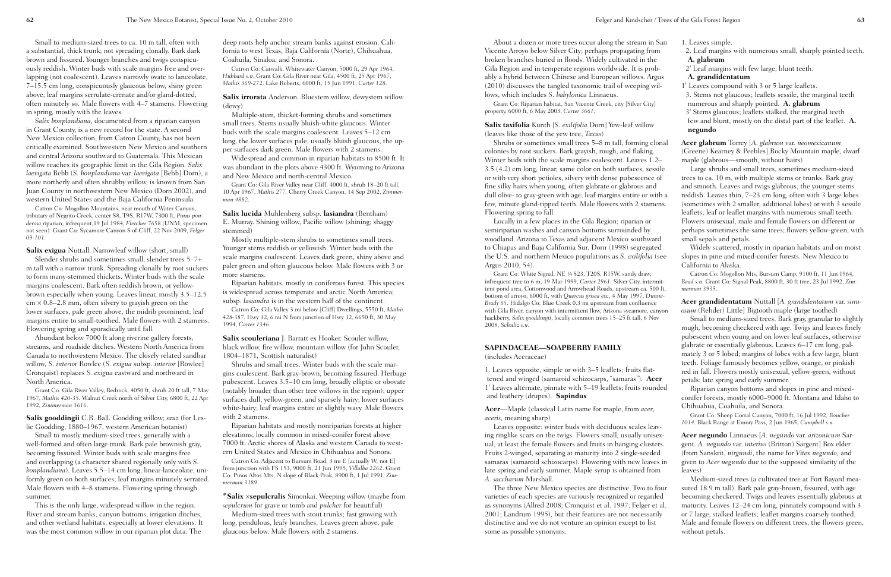Small to medium-sized trees to ca. 10 m tall, often with a substantial, thick trunk; not spreading clonally. Bark dark brown and fissured. Younger branches and twigs conspicuously reddish. Winter buds with scale margins free and overlapping (not coalescent). Leaves narrowly ovate to lanceolate, 7–15.5 cm long, conspicuously glaucous below, shiny green above; leaf margins serrulate-crenate and/or gland-dotted, often minutely so. Male flowers with 4–7 stamens. Flowering in spring, mostly with the leaves.

*Salix bonplandiana*, documented from a riparian canyon in Grant County, is a new record for the state. A second New Mexico collection, from Catron County, has not been critically examined. Southwestern New Mexico and southern and central Arizona southward to Guatemala. This Mexican willow reaches its geographic limit in the Gila Region. *Salix laevigata* Bebb (*S. bonplandiana* var. *laevigata* [Bebb] Dorn), a more northerly and often shrubby willow, is known from San Juan County in northwestern New Mexico (Dorn 2002), and western United States and the Baja California Peninsula.

Catron Co: Mogollon Mountains, near mouth of Water Canyon, tributary of Negrito Creek, center S8, T9S, R17W, 7300 ft, *Pinus ponderosa* riparian, infrequent,19 Jul 1984, *Fletcher 7658* (UNM, specimen not seen). Grant Co: Sycamore Canyon S of Cliff, 22 Nov 2009, *Felger 09-101.*

**Salix exigua** Nuttall. Narrowleaf willow (short, small)

Slender shrubs and sometimes small, slender trees 5–7+ m tall with a narrow trunk. Spreading clonally by root suckers to form many-stemmed thickets. Winter buds with the scale margins coalescent. Bark often reddish brown, or yellow-brown especially when young. Leaves linear, mostly 3.5–12.5 cm × 0.8–2.8 mm, often silvery to grayish green on the lower surfaces, pale green above, the midrib prominent; leaf margins entire to small-toothed. Male flowers with 2 stamens. Flowering spring and sporadically until fall.

Abundant below 7000 ft along riverine gallery forests, streams, and roadside ditches. Western North America from Canada to northwestern Mexico. The closely related sandbar willow, *S. interior* Rowlee (*S. exigua* subsp. *interior* [Rowlee] Cronquist) replaces *S. exigua* eastward and northward in North America.

Grant Co: Gila River Valley, Redrock, 4050 ft, shrub 20 ft tall, 7 May 1967, *Mathis 420-35*. Walnut Creek north of Silver City, 6800 ft, 22 Apr 1992, *Zimmerman 3616*.

**Salix gooddingii** C.R. Ball. Goodding willow; *sauz* (for Leslie Goodding, 1880–1967, western American botanist)

Small to mostly medium-sized trees, generally with a well-formed and often large trunk. Bark pale brownish gray, becoming fissured. Winter buds with scale margins free and overlapping (a character shared regionally only with *S. bonplandiana*). Leaves 5.5–14 cm long, linear-lanceolate, uniformly green on both surfaces; leaf margins minutely serrated. Male flowers with 4–8 stamens. Flowering spring through summer.

This is the only large, widespread willow in the region. River and stream banks, canyon bottoms, irrigation ditches, and other wetland habitats, especially at lower elevations. It was the most common willow in our riparian plot data. The deep roots help anchor stream banks against erosion. California to west Texas, Baja California (Norte), Chihuahua, Coahuila, Sinaloa, and Sonora.

Catron Co: Catwalk, Whitewater Canyon, 5000 ft, 29 Apr 1964, *Hubbard s.n.* Grant Co: Gila River near Gila, 4500 ft, 25 Apr 1967, *Mathis 369-272*. Lake Roberts, 6000 ft, 15 Jun 1991, *Carter 128*.

**Salix irrorata** Anderson. Bluestem willow, dewystem willow (dewy)

Multiple-stem, thicket-forming shrubs and sometimes small trees. Stems usually bluish-white glaucous. Winter buds with the scale margins coalescent. Leaves 5–12 cm long, the lower surfaces pale, usually bluish glaucous, the upper surfaces dark green. Male flowers with 2 stamens.

Widespread and common in riparian habitats to 8500 ft. It was abundant in the plots above 4300 ft. Wyoming to Arizona and New Mexico and north-central Mexico.

Grant Co: Gila River Valley near Cliff, 4000 ft, shrub 18–20 ft tall, 10 Apr 1967, *Mathis 277*. Cherry Creek Canyon, 14 Sep 2002, *Zimmerman 4882*.

**Salix lucida** Muhlenberg subsp. **lasiandra** (Bentham) E. Murray. Shining willow, Pacific willow (shining; shaggy stemmed)

Mostly multiple-stem shrubs to sometimes small trees. Younger stems reddish or yellowish. Winter buds with the scale margins coalescent. Leaves dark green, shiny above and paler green and often glaucous below. Male flowers with 3 or more stamens.

Riparian habitats, mostly in coniferous forest. This species is widespread across temperate and arctic North America; subsp. *lasiandra* is in the western half of the continent.

Catron Co: Gila Valley 3 mi below [Cliff] Dwellings, 5550 ft, *Mathis 428-387*. Hwy 32, 6 mi N from junction of Hwy 12, 6650 ft, 30 May 1994, *Carter 1346*.

**Salix scouleriana** J. Barratt ex Hooker. Scouler willow, black willow, fire willow, mountain willow (for John Scouler, 1804–1871, Scottish naturalist)

Shrubs and small trees. Winter buds with the scale margins coalescent. Bark gray-brown, becoming fissured. Herbage pubescent. Leaves 3.5–10 cm long, broadly elliptic or obovate (notably broader than other tree willows in the region); upper surfaces dull, yellow-green, and sparsely hairy; lower surfaces white-hairy; leaf margins entire or slightly wavy. Male flowers with 2 stamens.

Riparian habitats and mostly nonriparian forests at higher elevations; locally common in mixed-conifer forest above 7000 ft. Arctic shores of Alaska and western Canada to western United States and Mexico in Chihuahua and Sonora.

Catron Co: Adjacent to Bursum Road, 3 mi E [actually W, not E] from junction with FS 153, 9000 ft, 21 Jun 1995, *Villalba 2262*. Grant Co: Pinos Altos Mts, N slope of Black Peak, 8900 ft, 1 Jul 1991, *Zimmerman 3189*.

***Salix** ×**sepulcralis** Simonkai. Weeping willow (maybe from *sepulcrum* for grave or tomb and *pulcher* for beautiful)

Medium-sized trees with stout trunks; fast growing with long, pendulous, leafy branches. Leaves green above, pale glaucous below. Male flowers with 2 stamens.

About a dozen or more trees occur along the stream in San Vicente Arroyo below Silver City; perhaps propagating from broken branches buried in floods. Widely cultivated in the Gila Region and in temperate regions worldwide. It is probably a hybrid between Chinese and European willows. Argus (2010) discusses the tangled taxonomic trail of weeping willows, which includes *S. babylonica* Linnaeus.

Grant Co: Riparian habitat, San Vicente Creek, city [Silver City] property, 6000 ft, 6 May 2003, *Carter 3661*.

**Salix taxifolia** Kunth [*S. exilifolia* Dorn] Yew-leaf willow (leaves like those of the yew tree, *Taxus*)

Shrubs or sometimes small trees 5–8 m tall, forming clonal colonies by root suckers. Bark grayish, rough, and flaking. Winter buds with the scale margins coalescent. Leaves 1.2–3.5 (4.2) cm long, linear, same color on both surfaces, sessile or with very short petioles, silvery with dense pubescence of fine silky hairs when young, often glabrate or glabrous and dull olive- to gray-green with age; leaf margins entire or with a few, minute gland-tipped teeth. Male flowers with 2 stamens. Flowering spring to fall.

Locally in a few places in the Gila Region; riparian or semiriparian washes and canyon bottoms surrounded by woodland. Arizona to Texas and adjacent Mexico southward to Chiapas and Baja California Sur. Dorn (1998) segregated the U.S. and northern Mexico populations as *S. exilifolia* (see Argus 2010, 54).

Grant Co: White Signal, NE ¼ S23, T20S, R15W, sandy draw, infrequent tree to 6 m, 19 Mar 1999, *Carter 2961*. Silver City, intermittent pond area, Cottonwood and Arrowhead Roads, upstream ca. 500 ft, bottom of arroyo, 6000 ft, with *Quercus grisea* etc., 4 May 1997, *Dunne-Brady 65*. Hidalgo Co: Blue Creek 0.3 mi upstream from confluence with Gila River, canyon with intermittent flow, Arizona sycamore, canyon hackberry, *Salix gooddingii*, locally common trees 15–25 ft tall, 6 Nov 2008, *Schultz s.n.*

## SAPINDACEAE—SOAPBERRY FAMILY

(includes Aceraceae)

1. Leaves opposite, simple or with 3–5 leaflets; fruits flattened and winged (samaroid schizocarps, "samaras"). **Acer**
1' Leaves alternate, pinnate with 5–19 leaflets; fruits rounded and leathery (drupes). **Sapindus**

***Acer***—Maple (classical Latin name for maple, from *acer, aceris,* meaning sharp)

Leaves opposite; winter buds with deciduous scales leaving ringlike scars on the twigs. Flowers small, usually unisexual, at least the female flowers and fruits in hanging clusters. Fruits 2-winged, separating at maturity into 2 single-seeded samaras (samaroid schizocarps). Flowering with new leaves in late spring and early summer. Maple syrup is obtained from *A. saccharum* Marshall.

The three New Mexico species are distinctive. Two to four varieties of each species are variously recognized or regarded as synonyms (Allred 2008; Cronquist et al. 1997; Felger et al. 2001; Landrum 1995), but their features are not necessarily distinctive and we do not venture an opinion except to list some as possible synonyms.

1. Leaves simple.
   2. Leaf margins with numerous small, sharply pointed teeth. **A. glabrum**
   2' Leaf margins with few large, blunt teeth. **A. grandidentatum**
1' Leaves compound with 3 or 5 large leaflets.
   3. Stems not glaucous; leaflets sessile, the marginal teeth numerous and sharply pointed. **A. glabrum**
   3' Stems glaucous; leaflets stalked, the marginal teeth few and blunt, mostly on the distal part of the leaflet. **A. negundo**

**Acer glabrum** Torrey [*A. glabrum* var. *neomexicanum* (Greene) Kearney & Peebles] Rocky Mountain maple, dwarf maple (glabrous—smooth, without hairs)

Large shrubs and small trees, sometimes medium-sized trees to ca. 10 m, with multiple stems or trunks. Bark gray and smooth. Leaves and twigs glabrous, the younger stems reddish. Leaves thin, 7–23 cm long, often with 3 large lobes (sometimes with 2 smaller, additional lobes) or with 3 sessile leaflets; leaf or leaflet margins with numerous small teeth. Flowers unisexual, male and female flowers on different or perhaps sometimes the same trees; flowers yellow-green, with small sepals and petals.

Widely scattered, mostly in riparian habitats and on moist slopes in pine and mixed-conifer forests. New Mexico to California to Alaska.

Catron Co: Mogollon Mts, Bursum Camp, 9100 ft, 11 Jun 1964, *Baad s.n.* Grant Co: Signal Peak, 8800 ft, 30 ft tree, 23 Jul 1992, *Zimmerman 3935*.

**Acer grandidentatum** Nuttall [*A. grandidentatum* var. *sinuosum* (Rehder) Little] Bigtooth maple (large toothed)

Small to medium-sized trees. Bark gray, granular to slightly rough, becoming checkered with age. Twigs and leaves finely pubescent when young and on lower leaf surfaces, otherwise glabrate or essentially glabrous. Leaves 6–17 cm long, palmately 3 or 5 lobed; margins of lobes with a few large, blunt teeth. Foliage famously becomes yellow, orange, or pinkish red in fall. Flowers mostly unisexual, yellow-green, without petals; late spring and early summer.

Riparian canyon bottoms and slopes in pine and mixed-conifer forests, mostly 6000–9000 ft. Montana and Idaho to Chihuahua, Coahuila, and Sonora.

Grant Co: Sheep Corral Canyon, 7000 ft, 16 Jul 1992, *Boucher 1014*. Black Range at Emory Pass, 2 Jun 1965, *Campbell s.n.*

**Acer negundo** Linnaeus [*A. negundo* var. *arizonicum* Sargent. *A. negundo* var. *interius* (Britton) Sargent] Box elder (from Sanskrit, *nirgundi*, the name for *Vitex negundo*, and given to *Acer negundo* due to the supposed similarity of the leaves)

Medium-sized trees (a cultivated tree at Fort Bayard measured 18.9 m tall). Bark pale gray-brown, fissured, with age becoming checkered. Twigs and leaves essentially glabrous at maturity. Leaves 12–24 cm long, pinnately compound with 3 or 7 large, stalked leaflets; leaflet margins coarsely toothed. Male and female flowers on different trees, the flowers green, without petals.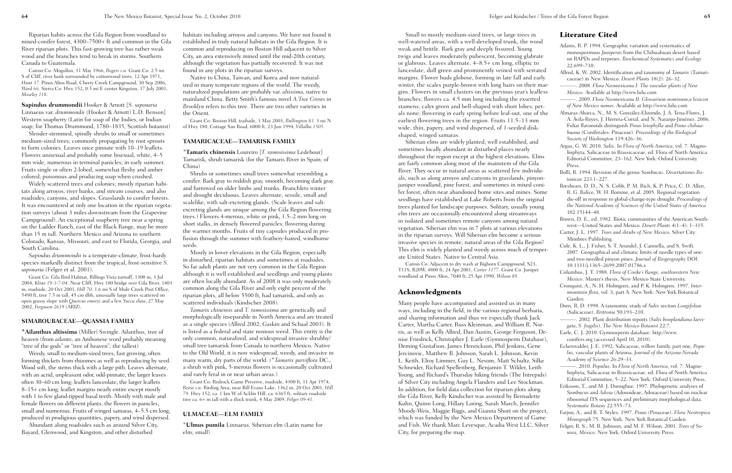Riparian habits across the Gila Region from woodland to mixed-conifer forest, 4300–7500+ ft and common in the Gila River riparian plots. This fast-growing tree has rather weak wood and the branches tend to break in storms. Southern Canada to Guatemala.

Catron Co: Mogollon, 31 May 1966, *Rogers s.n.* Grant Co: 2.5 mi S of Cliff, river bank surrounded by cottonwood trees, 12 Apr 1971, *Hunt 37.* Pinos Altos Road, Cherry Creek Campground, 30 Sep 2006, *Ward 66.* Sierra Co: Hwy 152, 0.5 mi E center Kingston, 17 July 2001, *Moseley 118.*

**Sapindus drummondii** Hooker & Arnott [*S. saponaria* Linnaeus var. *drummondii* (Hooker & Arnott) L.D. Benson] Western soapberry (Latin for soap of the Indies, or Indian soap; for Thomas Drummond, 1780–1835, Scottish botanist)

Slender-stemmed, spindly shrubs to small or sometimes medium-sized trees; commonly propagating by root sprouts to form colonies. Leaves once pinnate with 10–19 leaflets. Flowers unisexual and probably some bisexual, white, 4–5 mm wide, numerous in terminal panicles; in early summer. Fruits single or often 2-lobed, somewhat fleshy and amber colored; poisonous and producing soap when crushed.

Widely scattered trees and colonies; mostly riparian habitats along arroyos, river banks, and stream courses, and also roadsides, canyons, and slopes. Grasslands to conifer forests. It was encountered at only one location in the riparian vegetation surveys (about 3 miles downstream from the Grapevine Campground). An exceptional soapberry tree near a spring on the Ladder Ranch, east of the Black Range, may be more than 15 m tall. Northern Mexico and Arizona to southern Colorado, Kansas, Missouri, and east to Florida, Georgia, and South Carolina.

*Sapindus drummondii* is a temperate-climate, frost-hardy species markedly distinct from the tropical, frost-sensitive *S. saponaria* (Felger et al. 2001).

Grant Co: Gila Bird Habitat, Billings Vista turnoff, 1300 m, 3 Jul 2004, *Kline 19-3-7-04.* Near Cliff, Hwy 180 bridge over Gila River, 1403 m, roadside, 20 Oct 2001, *Hill 70.* 1.6 mi S of Mule Creek Post Office, 5490 ft, tree 7.5 m tall, 45 cm dbh, unusually large trees scattered on open grassy slope with *Quercus emoryi* and a few *Yucca elata*, 27 May 2002, *Ferguson 2619* (ARIZ).

## SIMAROUBACEAE—QUASSIA FAMILY

***Ailanthus altissima** (Miller) Swingle. Ailanthus, tree of heaven (from *ailanto*, an Amboinese word probably meaning "tree of the gods" or "tree of heaven"; the tallest)

Weedy, small to medium-sized trees, fast growing, often forming thickets from rhizomes as well as reproducing by seed. Wood soft, the stems thick with a large pith. Leaves alternate, with an acrid, unpleasant odor, odd-pinnate, the larger leaves often 30–60 cm long; leaflets lanceolate, the larger leaflets 8–15+ cm long; leaflet margins nearly entire except mostly with 1 to few gland-tipped basal teeth. Mostly with male and female flowers on different plants, the flowers in panicles, small and numerous. Fruits of winged samaras, 4–5.5 cm long, produced in prodigious quantities, papery, and wind dispersed.

Abundant along roadsides such as around Silver City, Bayard, Glenwood, and Kingston, and other disturbed habitats including arroyos and canyons. We have not found it established in truly natural habitats in the Gila Region. It is common and reproducing on Boston Hill adjacent to Silver City, an area extensively mined until the mid-20th century, although the vegetation has partially recovered. It was not found in any plots in the riparian surveys.

Native to China, Taiwan, and Korea and now naturalized in many temperate regions of the world. The weedy, naturalized populations are probably var. *altissima*, native to mainland China. Betty Smith's famous novel *A Tree Grows in Brooklyn* refers to this tree. There are two other varieties in the Orient.

Grant Co: Boston Hill, trailside, 3 May 2003, *Bullington 83.* 3 mi N of Hwy 180, Cottage San Road, 6000 ft, 23 Jun 1994, *Villalba 1505.*

## TAMARICACEAE—TAMARISK FAMILY

***Tamarix chinensis** Loureiro [*T. ramosissima* Ledebour] Tamarisk, shrub tamarisk (for the Tamaris River in Spain; of China)

Shrubs or sometimes small trees somewhat resembling a conifer. Bark gray to reddish gray, smooth, becoming dark gray and furrowed on older limbs and trunks. Branchlets winter and drought deciduous. Leaves alternate, sessile, small and scalelike, with salt-excreting glands. (Scale leaves and salt-excreting glands are unique among the Gila Region flowering trees.) Flowers 4-merous, white or pink, 1.5–2 mm long on short stalks, in densely flowered panicles; flowering during the warmer months. Fruits of tiny capsules produced in profusion through the summer with feathery-haired, windborne seeds.

Mostly in lower elevations in the Gila Region, especially in disturbed, riparian habitats and sometimes at roadsides. So far adult plants are not very common in the Gila Region although it is well established and seedlings and young plants are often locally abundant. As of 2008 it was only moderately common along the Gila River and only eight percent of the riparian plots, all below 5500 ft, had tamarisk, and only as scattered individuals (Kindscher 2008).

*Tamarix chinensis* and *T. ramosissima* are genetically and morphologically inseparable in North America and are treated as a single species (Allred 2002; Gaskin and Schaal 2003). It is listed as a federal and state noxious weed. This entity is the only common, naturalized, and widespread invasive shrubby/small tree tamarisk from Canada to northern Mexico. Native to the Old World, it is now widespread, weedy, and invasive in many warm, dry parts of the world. (**Tamarix parviflora* DC., a shrub with pink, 5-merous flowers is occasionally cultivated and rarely feral in or near urban areas.)

Grant Co: Redrock Game Preserve, roadside, 4300 ft, 11 Apr 1974, *Reese s.n.* Birding Area, near Bill Evans Lake, 1362 m, 20 Oct 2001, *Hill 79.* Hwy 152, ca. 1 km W of Acklin Hill, ca. 6365 ft, solitary roadside tree ca. 6+ m tall with a thick trunk, 4 May 2009, *Felger 09-41.*

## ULMACEAE—ELM FAMILY

***Ulmus pumila** Linnaeus. Siberian elm (Latin name for elm; small)

Small to mostly medium-sized trees, or large trees in well-watered areas, with a well-developed trunk, the wood weak and brittle. Bark gray and deeply fissured. Young twigs and leaves moderately pubescent, becoming glabrate or glabrous. Leaves alternate, 4–8.5+ cm long, elliptic to lanceolate, dull green and prominently veined with serrated margins. Flower buds globose, forming in late fall and early winter, the scales purple-brown with long hairs on their margins. Flowers in small clusters on the previous year's leafless branches; flowers ca. 4.5 mm long including the exserted stamens; calyx green and bell-shaped with short lobes; petals none; flowering in early spring before leaf-out, one of the earliest flowering trees in the region. Fruits 11.5–13 mm wide, thin, papery, and wind dispersed, of 1-seeded disk-shaped, winged samaras.

Siberian elms are widely planted, well established, and sometimes locally abundant in disturbed places nearly throughout the region except at the highest elevations. Elms are fairly common along most of the mainstem of the Gila River. They occur in natural areas as scattered few individuals, such as along arroyos and canyons in grasslands, pinyon-juniper woodland, pine forest, and sometimes in mixed conifer forest, often near abandoned home sites and mines. Some seedlings have established at Lake Roberts from the original trees planted for landscape purposes. Solitary, usually young elm trees are occasionally encountered along streamways in isolated and sometimes remote canyons among natural vegetation. Siberian elm was in 7 plots at various elevations in the riparian surveys. Will Siberian elm become a serious invasive species in remote, natural areas of the Gila Region? This elm is widely planted and weedy across much of temperate United States. Native to Central Asia.

Catron Co: Adjacent to dry wash at Bighorn Campground, S23, T11S, R20W, 4800 ft, 24 Apr 2001, *Carter 3177.* Grant Co: Juniper woodland at Pinos Altos, 7040 ft, 25 Apr 1990, *Wilson 89.*

# Acknowledgments

Many people have accompanied and assisted us in many ways, including in the field, in the various regional herbaria, and sharing information and thus we especially thank Jack Carter, Martha Carter, Russ Kleinman, and William R. Norris, as well as Kelly Allred, Dan Austin, George Ferguson, Denise Friedrick, Christopher J. Earle (Gymnosperm Database), Deming Gustafson, James Henrickson, Phil Jenkins, Gene Jercinovic, Matthew B. Johnson, Sarah L. Johnson, Kevin L. Keith, Elroy Limmer, Guy L. Nesom, Matt Schultz, Silke Schneider, Richard Spellenberg, Benjamin T. Wilder, Leith Young, and Richard's Thursday hiking friends (The Intrepids) of Silver City including Angela Flanders and Lee Stockman. In addition, for field data collection for riparian plots along the Gila River, Kelly Kindscher was assisted by Bernadette Kuhn, Quinn Long, Hillary Loring, Sarah March, Jennifer Moody-Weis, Maggie Riggs, and Gianna Short on the project, which was funded by the New Mexico Department of Game and Fish. We thank Marc Levesque, Acadia West LLC, Silver City, for preparing the map.

# Literature Cited

Adams, R. P. 1994. Geographic variation and systematics of monospermous *Juniperus* from the Chihuahuan desert based on RAPDs and terpenes. *Biochemical Systematics and Ecology* 22:699–710.

Allred, K. W. 2002. Identification and taxonomy of *Tamarix* (Tamaricaceae) in New Mexico. *Desert Plants* 18(2): 26–32.

———. 2008. *Flora Neomexicana I: The vascular plants of New Mexico.* Available at http://www.lulu.com

———. 2009. *Flora Neomexicana II: Glossarium nominum;a lexicon of New Mexico names.* Available at http://www.lulu.com

Almaraz-Abarca, N., M. S. González-Elizondo, J. A. Tena-Flores, J. A. Ávila-Reyes, J. Herrera-Corral, and N. Naranjo-Jiménez. 2006. Foliar flavonoids distinguish *Pinus leiophylla* and *Pinus chihuahuana* (Coniferales: Pinaceae). *Proceedings of the Biological Society of Washington* 119:426–36.

Argus, G. W. 2010. *Salix*. In *Flora of North America*, vol. 7: Magnoliophyta, Salicaceae to Brassicaceae, ed. Flora of North America Editorial Committee, 23–162. New York: Oxford University Press.

Bolli, R. 1994. Revision of the genus *Sambucus*. *Dissertationes Botanicae* 223:1–227.

Breshears, D. D., N. S. Cobb, P. M. Rich, K. P. Price, C. D. Allen, R. G. Balice, W. H. Romme, et al. 2005. Regional vegetation die-off in response to global-change-type drought. *Proceedings of the National Academy of Sciences of the United States of America* 102:15144–48.

Brown, D. E., ed. 1982. Biotic communities of the American Southwest—United States and Mexico. *Desert Plants* 4(1–4): 1–315.

Carter, J. L. 1997. *Trees and shrubs of New Mexico.* Silver City: Mimbres Publishing.

Cole, K. L., J. Fisher, S. T. Arundel, J. Cannella, and S. Swift. 2007. Geographical and climatic limits of needle types of one- and two-needled pinyon pines. *Journal of Biogeography* DOI: 10.1111/j.1365–2699.2007.01786.x

Columbus, J. T. 1988. *Flora of Cooke's Range, southwestern New Mexico.* Master's thesis, New Mexico State University.

Cronquist, A., N. H. Holmgren, and P. K. Holmgren. 1997. *Intermountain flora*, vol. 3, part A. New York: New York Botanical Garden.

Dorn, R. D. 1998. A taxonomic study of *Salix* section *Longifoliae* (Salicaceae). *Brittonia* 50:193–210.

———. 2002. Plant distribution reports (*Salix bonplandiana laevigata*, *S. fragilis*). *The New Mexico Botanist* 22:7.

Earle, C. J. 2010. Gymnosperm database. http://www.conifers.org (accessed April 10, 2010).

Eckenwalder, J. E. 1992. Salicaceae, willow family, part one, *Populus*, vascular plants of Arizona. *Journal of the Arizona-Nevada Academy of Science* 26:29–33.

———. 2010. *Populus*. In *Flora of North America*, vol. 7: Magnoliophyta, Salicaceae to Brassicaceae, ed. Flora of North America Editorial Committee, 5–22. New York: Oxford University Press.

Eriksson, T., and M. J. Donoghue. 1997. Phylogenetic analyses of *Sambucus* and *Adoxa* (Adoxoideae, Adoxaceae) based on nuclear ribosomal ITS sequences and preliminary morphological data. *Systematic Botany* 22:555–73.

Farjon, A., and B. T. Styles. 1997. *Pinus* (Pinaceae). *Flora Neotropica Monograph* 75. New York: New York Botanical Garden.

Felger, R. S., M. B. Johnson, and M. F. Wilson. 2001. *Trees of Sonora, Mexico.* New York: Oxford University Press.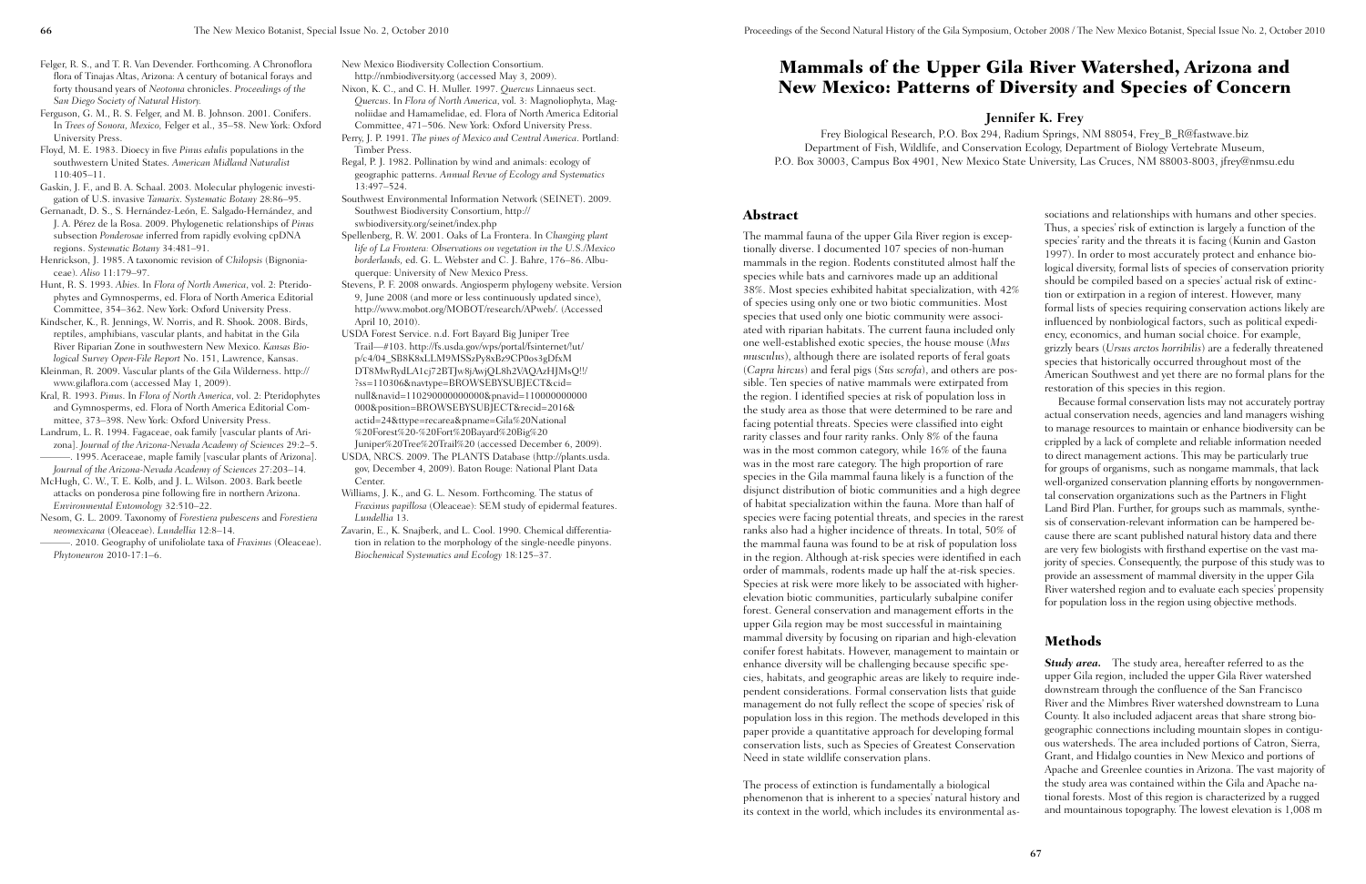Felger, R. S., and T. R. Van Devender. Forthcoming. A Chronoflora flora of Tinajas Altas, Arizona: A century of botanical forays and forty thousand years of *Neotoma* chronicles. *Proceedings of the San Diego Society of Natural History.*

Ferguson, G. M., R. S. Felger, and M. B. Johnson. 2001. Conifers. In *Trees of Sonora, Mexico,* Felger et al., 35–58. New York: Oxford University Press.

Floyd, M. E. 1983. Dioecy in five *Pinus edulis* populations in the southwestern United States. *American Midland Naturalist* 110:405–11.

Gaskin, J. F., and B. A. Schaal. 2003. Molecular phylogenic investigation of U.S. invasive *Tamarix*. *Systematic Botany* 28:86–95.

Gernanadt, D. S., S. Hernández-León, G. Salgado-Hernández, and J. A. Pérez de la Rosa. 2009. Phylogenetic relationships of *Pinus* subsection *Ponderosae* inferred from rapidly evolving cpDNA regions. *Systematic Botany* 34:481–91.

Henrickson, J. 1985. A taxonomic revision of *Chilopsis* (Bignoniaceae). *Aliso* 11:179–97.

Hunt, R. S. 1993. *Abies*. In *Flora of North America*, vol. 2: Pteridophytes and Gymnosperms, ed. Flora of North America Editorial Committee, 354–362. New York: Oxford University Press.

Kindscher, K., R. Jennings, W. Norris, and R. Shook. 2008. Birds, reptiles, amphibians, vascular plants, and habitat in the Gila River Riparian Zone in southwestern New Mexico. *Kansas Biological Survey Open-File Report* No. 151, Lawrence, Kansas.

Kleinman, R. 2009. Vascular plants of the Gila Wilderness. http://www.gilaflora.com (accessed May 1, 2009).

Kral, R. 1993. *Pinus*. In *Flora of North America*, vol. 2: Pteridophytes and Gymnosperms, ed. Flora of North America Editorial Committee, 373–398. New York: Oxford University Press.

Landrum, L. R. 1994. Fagaceae, oak family [vascular plants of Arizona]. *Journal of the Arizona-Nevada Academy of Sciences* 29:2–5.

———. 1995. Aceraceae, maple family [vascular plants of Arizona]. *Journal of the Arizona-Nevada Academy of Sciences* 27:203–14.

McHugh, C. W., T. E. Kolb, and J. L. Wilson. 2003. Bark beetle attacks on ponderosa pine following fire in northern Arizona. *Environmental Entomology* 32:510–22.

Nesom, G. L. 2009. Taxonomy of *Forestiera pubescens* and *Forestiera neomexicana* (Oleaceae). *Lundellia* 12:8–14.

———. 2010. Geography of unifoliolate taxa of *Fraxinus* (Oleaceae). *Phytoneuron* 2010-17:1–6.

New Mexico Biodiversity Collection Consortium. http://nmbiodiversity.org (accessed May 3, 2009).

Nixon, K. C., and C. H. Muller. 1997. *Quercus* Linnaeus sect. *Quercus*. In *Flora of North America*, vol. 3: Magnoliophyta, Magnoliidae and Hamamelidae, ed. Flora of North America Editorial Committee, 471–506. New York: Oxford University Press.

Perry, J. P. 1991. *The pines of Mexico and Central America*. Portland: Timber Press.

Regal, P. J. 1982. Pollination by wind and animals: ecology of geographic patterns. *Annual Revue of Ecology and Systematics* 13:497–524.

Southwest Environmental Information Network (SEINET). 2009. Southwest Biodiversity Consortium, http://swbiodiversity.org/seinet/index.php

Spellenberg, R. W. 2001. Oaks of La Frontera. In *Changing plant life of La Frontera: Observations on vegetation in the U.S./Mexico borderlands,* ed. G. L. Webster and C. J. Bahre, 176–86. Albuquerque: University of New Mexico Press.

Stevens, P. F. 2008 onwards. Angiosperm phylogeny website. Version 9, June 2008 (and more or less continuously updated since), http://www.mobot.org/MOBOT/research/APweb/. (Accessed April 10, 2010).

USDA Forest Service. n.d. Fort Bayard Big Juniper Tree Trail—#103. http://fs.usda.gov/wps/portal/fsinternet/!ut/p/c4/04_SB8K8xLLM9MSSzPy8xBz9CP0os3gDfxMDT8MwRydLA1cj72BTJw8jAwjQL8h2VAQAzHJMsQ!!/?ss=110306&navtype=BROWSEBYSUBJECT&cid=null&navid=110290000000000&pnavid=110000000000000&position=BROWSEBYSUBJECT&recid=2016&actid=24&ttype=recarea&pname=Gila%20National%20Forest%20-%20Fort%20Bayard%20Big%20Juniper%20Tree%20Trail%20 (accessed December 6, 2009).

USDA, NRCS. 2009. The PLANTS Database (http://plants.usda.gov, December 4, 2009). Baton Rouge: National Plant Data Center.

Williams, J. K., and G. L. Nesom. Forthcoming. The status of *Fraxinus papillosa* (Oleaceae): SEM study of epidermal features. *Lundellia* 13.

Zavarin, E., K. Snajberk, and L. Cool. 1990. Chemical differentiation in relation to the morphology of the single-needle pinyons. *Biochemical Systematics and Ecology* 18:125–37.

# Mammals of the Upper Gila River Watershed, Arizona and New Mexico: Patterns of Diversity and Species of Concern

**Jennifer K. Frey**

Frey Biological Research, P.O. Box 294, Radium Springs, NM 88054, Frey_B_R@fastwave.biz
Department of Fish, Wildlife, and Conservation Ecology, Department of Biology Vertebrate Museum, P.O. Box 30003, Campus Box 4901, New Mexico State University, Las Cruces, NM 88003-8003, jfrey@nmsu.edu

## Abstract

The mammal fauna of the upper Gila River region is exceptionally diverse. I documented 107 species of non-human mammals in the region. Rodents constituted almost half the species while bats and carnivores made up an additional 38%. Most species exhibited habitat specialization, with 42% of species using only one or two biotic communities. Most species that used only one biotic community were associated with riparian habitats. The current fauna included only one well-established exotic species, the house mouse (*Mus musculus*), although there are isolated reports of feral goats (*Capra hircus*) and feral pigs (*Sus scrofa*), and others are possible. Ten species of native mammals were extirpated from the region. I identified species at risk of population loss in the study area as those that were determined to be rare and facing potential threats. Species were classified into eight rarity classes and four rarity ranks. Only 8% of the fauna was in the most common category, while 16% of the fauna was in the most rare category. The high proportion of rare species in the Gila mammal fauna likely is a function of the disjunct distribution of biotic communities and a high degree of habitat specialization within the fauna. More than half of species were facing potential threats, and species in the rarest ranks also had a higher incidence of threats. In total, 50% of the mammal fauna was found to be at risk of population loss in the region. Although at-risk species were identified in each order of mammals, rodents made up half the at-risk species. Species at risk were more likely to be associated with higher-elevation biotic communities, particularly subalpine conifer forest. General conservation and management efforts in the upper Gila region may be most successful in maintaining mammal diversity by focusing on riparian and high-elevation conifer forest habitats. However, management to maintain or enhance diversity will be challenging because specific species, habitats, and geographic areas are likely to require independent considerations. Formal conservation lists that guide management do not fully reflect the scope of species' risk of population loss in this region. The methods developed in this paper provide a quantitative approach for developing formal conservation lists, such as Species of Greatest Conservation Need in state wildlife conservation plans.

The process of extinction is fundamentally a biological phenomenon that is inherent to a species' natural history and its context in the world, which includes its environmental associations and relationships with humans and other species. Thus, a species' risk of extinction is largely a function of the species' rarity and the threats it is facing (Kunin and Gaston 1997). In order to most accurately protect and enhance biological diversity, formal lists of species of conservation priority should be compiled based on a species' actual risk of extinction or extirpation in a region of interest. However, many formal lists of species requiring conservation actions likely are influenced by nonbiological factors, such as political expediency, economics, and human social choice. For example, grizzly bears (*Ursus arctos horribilis*) are a federally threatened species that historically occurred throughout most of the American Southwest and yet there are no formal plans for the restoration of this species in this region.

Because formal conservation lists may not accurately portray actual conservation needs, agencies and land managers wishing to manage resources to maintain or enhance biodiversity can be crippled by a lack of complete and reliable information needed to direct management actions. This may be particularly true for groups of organisms, such as nongame mammals, that lack well-organized conservation planning efforts by nongovernmental conservation organizations such as the Partners in Flight Land Bird Plan. Further, for groups such as mammals, synthesis of conservation-relevant information can be hampered because there are scant published natural history data and there are very few biologists with firsthand expertise on the vast majority of species. Consequently, the purpose of this study was to provide an assessment of mammal diversity in the upper Gila River watershed region and to evaluate each species' propensity for population loss in the region using objective methods.

## Methods

***Study area.*** The study area, hereafter referred to as the upper Gila region, included the upper Gila River watershed downstream through the confluence of the San Francisco River and the Mimbres River watershed downstream to Luna County. It also included adjacent areas that share strong biogeographic connections including mountain slopes in contiguous watersheds. The area included portions of Catron, Sierra, Grant, and Hidalgo counties in New Mexico and portions of Apache and Greenlee counties in Arizona. The vast majority of the study area was contained within the Gila and Apache national forests. Most of this region is characterized by a rugged and mountainous topography. The lowest elevation is 1,008 m